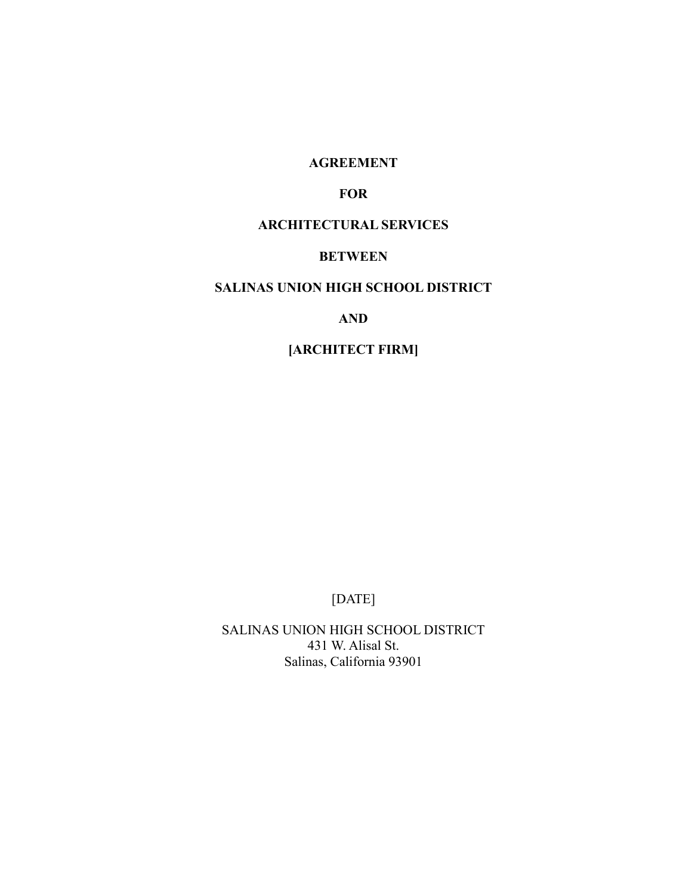**AGREEMENT**

**FOR**

**ARCHITECTURAL SERVICES**

**BETWEEN**

**SALINAS UNION HIGH SCHOOL DISTRICT**

**AND**

**[ARCHITECT FIRM]**

[DATE]

SALINAS UNION HIGH SCHOOL DISTRICT
431 W. Alisal St.
Salinas, California 93901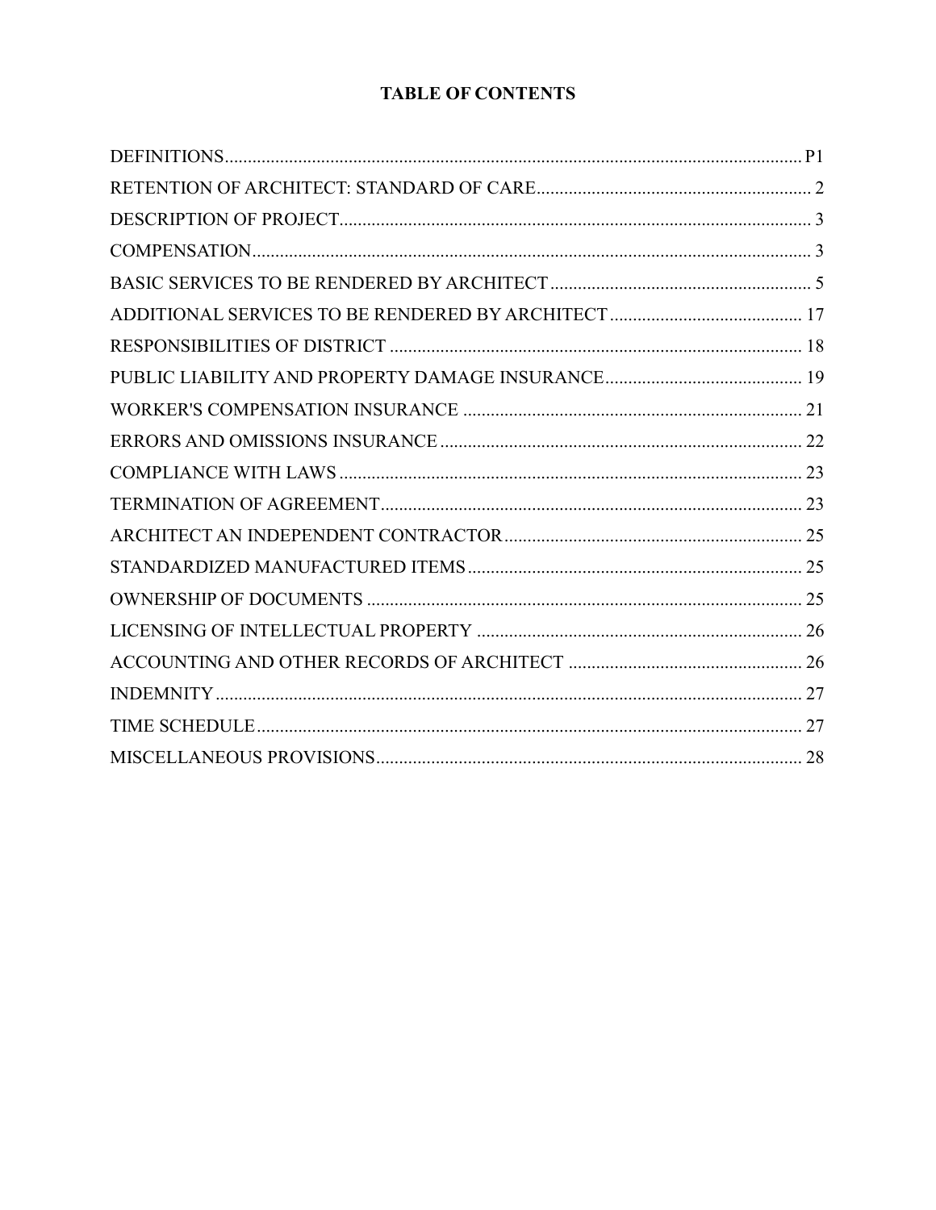# TABLE OF CONTENTS

| Section | Page |
|---|---|
| DEFINITIONS | P1 |
| RETENTION OF ARCHITECT: STANDARD OF CARE | 2 |
| DESCRIPTION OF PROJECT | 3 |
| COMPENSATION | 3 |
| BASIC SERVICES TO BE RENDERED BY ARCHITECT | 5 |
| ADDITIONAL SERVICES TO BE RENDERED BY ARCHITECT | 17 |
| RESPONSIBILITIES OF DISTRICT | 18 |
| PUBLIC LIABILITY AND PROPERTY DAMAGE INSURANCE | 19 |
| WORKER'S COMPENSATION INSURANCE | 21 |
| ERRORS AND OMISSIONS INSURANCE | 22 |
| COMPLIANCE WITH LAWS | 23 |
| TERMINATION OF AGREEMENT | 23 |
| ARCHITECT AN INDEPENDENT CONTRACTOR | 25 |
| STANDARDIZED MANUFACTURED ITEMS | 25 |
| OWNERSHIP OF DOCUMENTS | 25 |
| LICENSING OF INTELLECTUAL PROPERTY | 26 |
| ACCOUNTING AND OTHER RECORDS OF ARCHITECT | 26 |
| INDEMNITY | 27 |
| TIME SCHEDULE | 27 |
| MISCELLANEOUS PROVISIONS | 28 |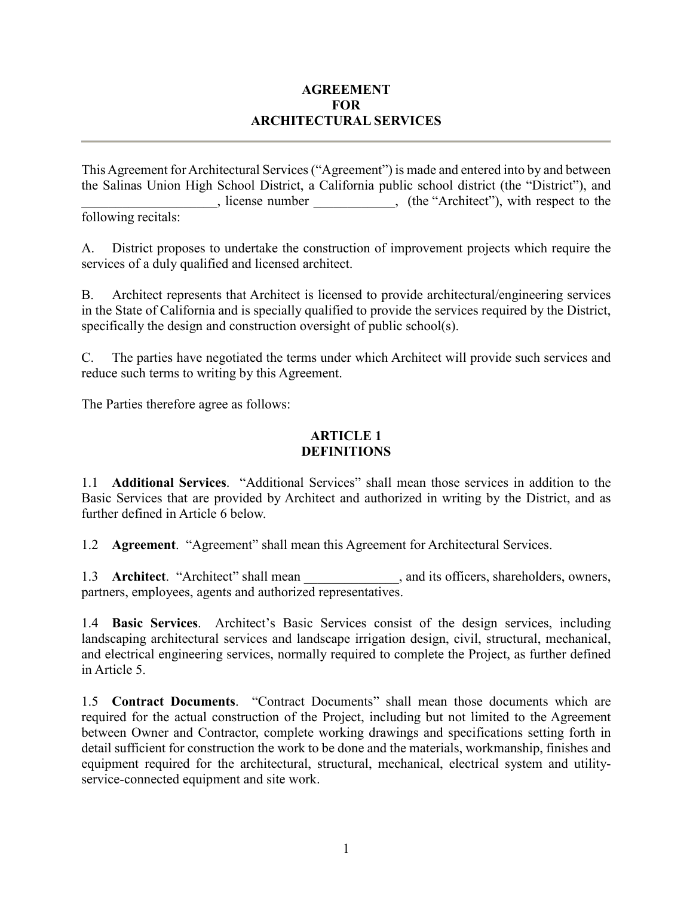**AGREEMENT**
**FOR**
**ARCHITECTURAL SERVICES**

---

This Agreement for Architectural Services ("Agreement") is made and entered into by and between the Salinas Union High School District, a California public school district (the "District"), and ___________________, license number ____________, (the "Architect"), with respect to the following recitals:

A. District proposes to undertake the construction of improvement projects which require the services of a duly qualified and licensed architect.

B. Architect represents that Architect is licensed to provide architectural/engineering services in the State of California and is specially qualified to provide the services required by the District, specifically the design and construction oversight of public school(s).

C. The parties have negotiated the terms under which Architect will provide such services and reduce such terms to writing by this Agreement.

The Parties therefore agree as follows:

**ARTICLE 1**
**DEFINITIONS**

1.1 **Additional Services**. "Additional Services" shall mean those services in addition to the Basic Services that are provided by Architect and authorized in writing by the District, and as further defined in Article 6 below.

1.2 **Agreement**. "Agreement" shall mean this Agreement for Architectural Services.

1.3 **Architect**. "Architect" shall mean ______________, and its officers, shareholders, owners, partners, employees, agents and authorized representatives.

1.4 **Basic Services**. Architect's Basic Services consist of the design services, including landscaping architectural services and landscape irrigation design, civil, structural, mechanical, and electrical engineering services, normally required to complete the Project, as further defined in Article 5.

1.5 **Contract Documents**. "Contract Documents" shall mean those documents which are required for the actual construction of the Project, including but not limited to the Agreement between Owner and Contractor, complete working drawings and specifications setting forth in detail sufficient for construction the work to be done and the materials, workmanship, finishes and equipment required for the architectural, structural, mechanical, electrical system and utility-service-connected equipment and site work.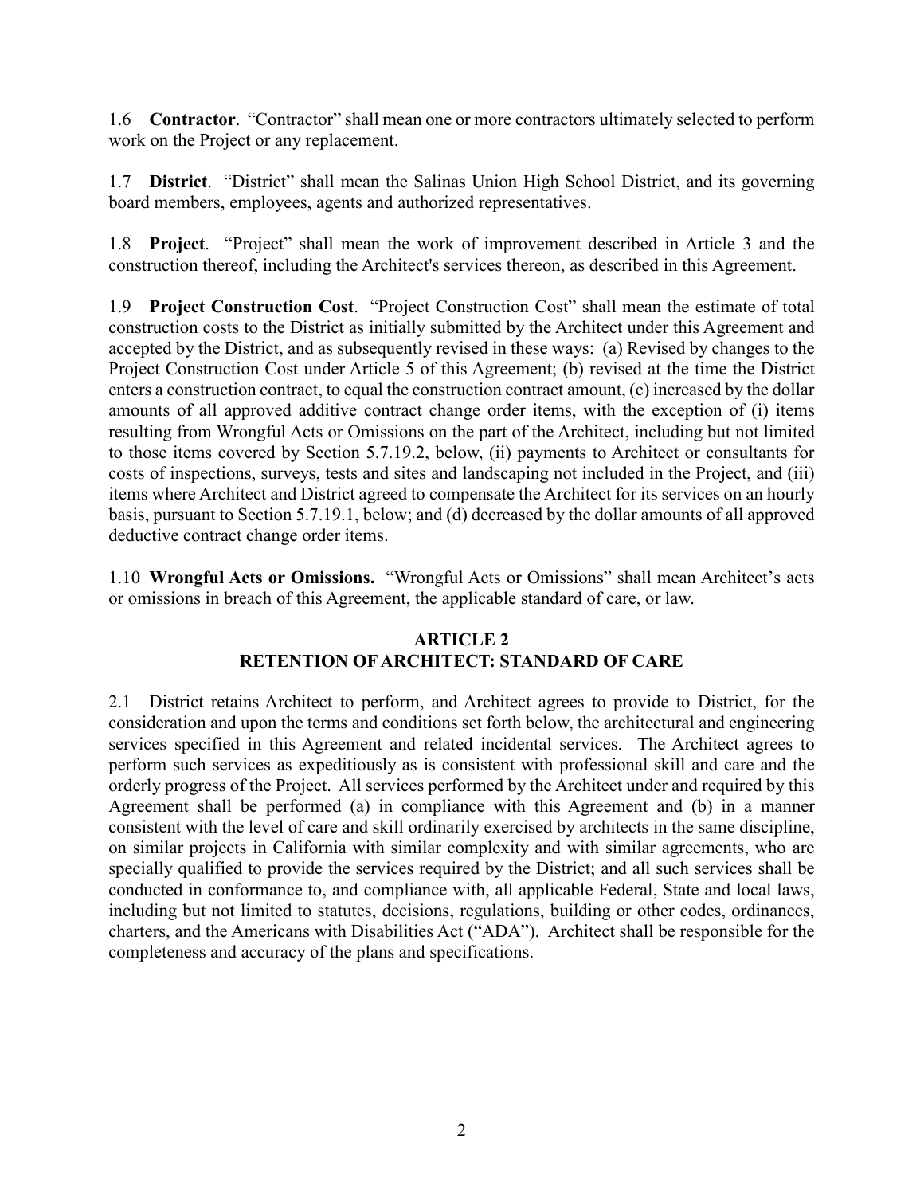1.6 **Contractor**. "Contractor" shall mean one or more contractors ultimately selected to perform work on the Project or any replacement.

1.7 **District**. "District" shall mean the Salinas Union High School District, and its governing board members, employees, agents and authorized representatives.

1.8 **Project**. "Project" shall mean the work of improvement described in Article 3 and the construction thereof, including the Architect's services thereon, as described in this Agreement.

1.9 **Project Construction Cost**. "Project Construction Cost" shall mean the estimate of total construction costs to the District as initially submitted by the Architect under this Agreement and accepted by the District, and as subsequently revised in these ways: (a) Revised by changes to the Project Construction Cost under Article 5 of this Agreement; (b) revised at the time the District enters a construction contract, to equal the construction contract amount, (c) increased by the dollar amounts of all approved additive contract change order items, with the exception of (i) items resulting from Wrongful Acts or Omissions on the part of the Architect, including but not limited to those items covered by Section 5.7.19.2, below, (ii) payments to Architect or consultants for costs of inspections, surveys, tests and sites and landscaping not included in the Project, and (iii) items where Architect and District agreed to compensate the Architect for its services on an hourly basis, pursuant to Section 5.7.19.1, below; and (d) decreased by the dollar amounts of all approved deductive contract change order items.

1.10 **Wrongful Acts or Omissions.** "Wrongful Acts or Omissions" shall mean Architect's acts or omissions in breach of this Agreement, the applicable standard of care, or law.

## ARTICLE 2
## RETENTION OF ARCHITECT: STANDARD OF CARE

2.1 District retains Architect to perform, and Architect agrees to provide to District, for the consideration and upon the terms and conditions set forth below, the architectural and engineering services specified in this Agreement and related incidental services. The Architect agrees to perform such services as expeditiously as is consistent with professional skill and care and the orderly progress of the Project. All services performed by the Architect under and required by this Agreement shall be performed (a) in compliance with this Agreement and (b) in a manner consistent with the level of care and skill ordinarily exercised by architects in the same discipline, on similar projects in California with similar complexity and with similar agreements, who are specially qualified to provide the services required by the District; and all such services shall be conducted in conformance to, and compliance with, all applicable Federal, State and local laws, including but not limited to statutes, decisions, regulations, building or other codes, ordinances, charters, and the Americans with Disabilities Act ("ADA"). Architect shall be responsible for the completeness and accuracy of the plans and specifications.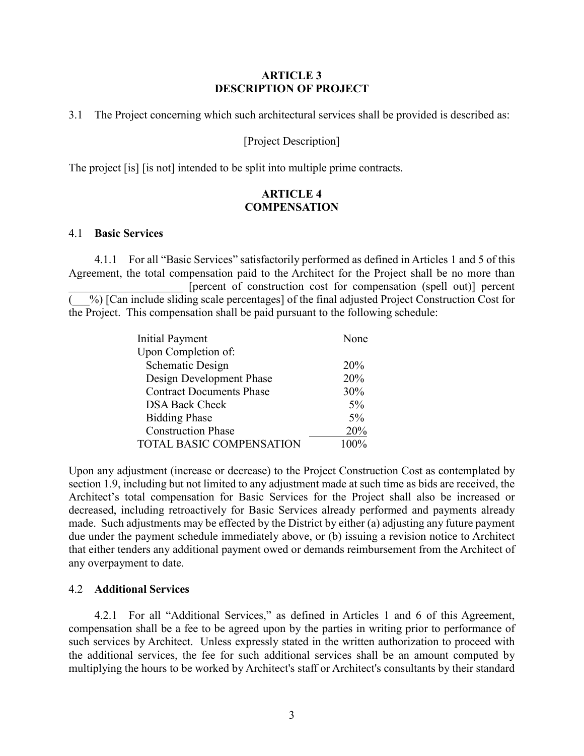## ARTICLE 3
## DESCRIPTION OF PROJECT

3.1 The Project concerning which such architectural services shall be provided is described as:

[Project Description]

The project [is] [is not] intended to be split into multiple prime contracts.

## ARTICLE 4
## COMPENSATION

### 4.1 **Basic Services**

4.1.1 For all "Basic Services" satisfactorily performed as defined in Articles 1 and 5 of this Agreement, the total compensation paid to the Architect for the Project shall be no more than ____________________ [percent of construction cost for compensation (spell out)] percent (___%) [Can include sliding scale percentages] of the final adjusted Project Construction Cost for the Project. This compensation shall be paid pursuant to the following schedule:

| | |
|---|---|
| Initial Payment | None |
| Upon Completion of: | |
| Schematic Design | 20% |
| Design Development Phase | 20% |
| Contract Documents Phase | 30% |
| DSA Back Check | 5% |
| Bidding Phase | 5% |
| Construction Phase | 20% |
| TOTAL BASIC COMPENSATION | 100% |

Upon any adjustment (increase or decrease) to the Project Construction Cost as contemplated by section 1.9, including but not limited to any adjustment made at such time as bids are received, the Architect's total compensation for Basic Services for the Project shall also be increased or decreased, including retroactively for Basic Services already performed and payments already made. Such adjustments may be effected by the District by either (a) adjusting any future payment due under the payment schedule immediately above, or (b) issuing a revision notice to Architect that either tenders any additional payment owed or demands reimbursement from the Architect of any overpayment to date.

### 4.2 **Additional Services**

4.2.1 For all "Additional Services," as defined in Articles 1 and 6 of this Agreement, compensation shall be a fee to be agreed upon by the parties in writing prior to performance of such services by Architect. Unless expressly stated in the written authorization to proceed with the additional services, the fee for such additional services shall be an amount computed by multiplying the hours to be worked by Architect's staff or Architect's consultants by their standard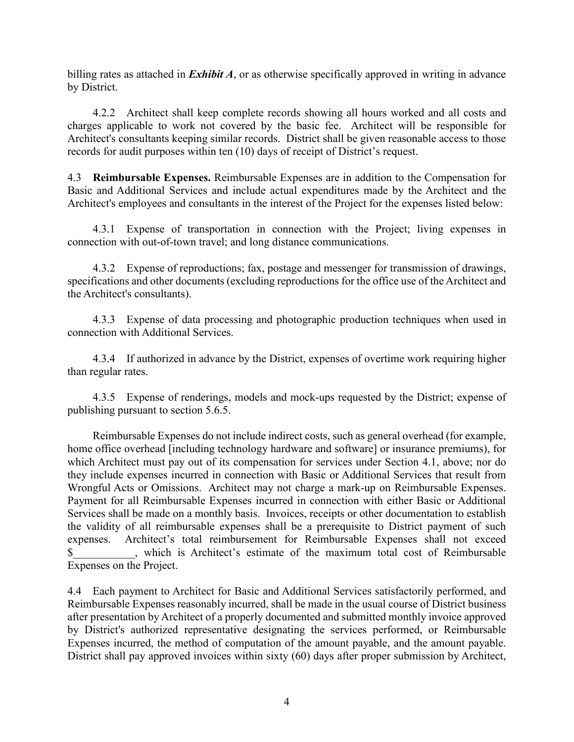billing rates as attached in ***Exhibit A***, or as otherwise specifically approved in writing in advance by District.

4.2.2 Architect shall keep complete records showing all hours worked and all costs and charges applicable to work not covered by the basic fee. Architect will be responsible for Architect's consultants keeping similar records. District shall be given reasonable access to those records for audit purposes within ten (10) days of receipt of District's request.

4.3 **Reimbursable Expenses.** Reimbursable Expenses are in addition to the Compensation for Basic and Additional Services and include actual expenditures made by the Architect and the Architect's employees and consultants in the interest of the Project for the expenses listed below:

4.3.1 Expense of transportation in connection with the Project; living expenses in connection with out-of-town travel; and long distance communications.

4.3.2 Expense of reproductions; fax, postage and messenger for transmission of drawings, specifications and other documents (excluding reproductions for the office use of the Architect and the Architect's consultants).

4.3.3 Expense of data processing and photographic production techniques when used in connection with Additional Services.

4.3.4 If authorized in advance by the District, expenses of overtime work requiring higher than regular rates.

4.3.5 Expense of renderings, models and mock-ups requested by the District; expense of publishing pursuant to section 5.6.5.

Reimbursable Expenses do not include indirect costs, such as general overhead (for example, home office overhead [including technology hardware and software] or insurance premiums), for which Architect must pay out of its compensation for services under Section 4.1, above; nor do they include expenses incurred in connection with Basic or Additional Services that result from Wrongful Acts or Omissions. Architect may not charge a mark-up on Reimbursable Expenses. Payment for all Reimbursable Expenses incurred in connection with either Basic or Additional Services shall be made on a monthly basis. Invoices, receipts or other documentation to establish the validity of all reimbursable expenses shall be a prerequisite to District payment of such expenses. Architect's total reimbursement for Reimbursable Expenses shall not exceed $___________, which is Architect's estimate of the maximum total cost of Reimbursable Expenses on the Project.

4.4 Each payment to Architect for Basic and Additional Services satisfactorily performed, and Reimbursable Expenses reasonably incurred, shall be made in the usual course of District business after presentation by Architect of a properly documented and submitted monthly invoice approved by District's authorized representative designating the services performed, or Reimbursable Expenses incurred, the method of computation of the amount payable, and the amount payable. District shall pay approved invoices within sixty (60) days after proper submission by Architect,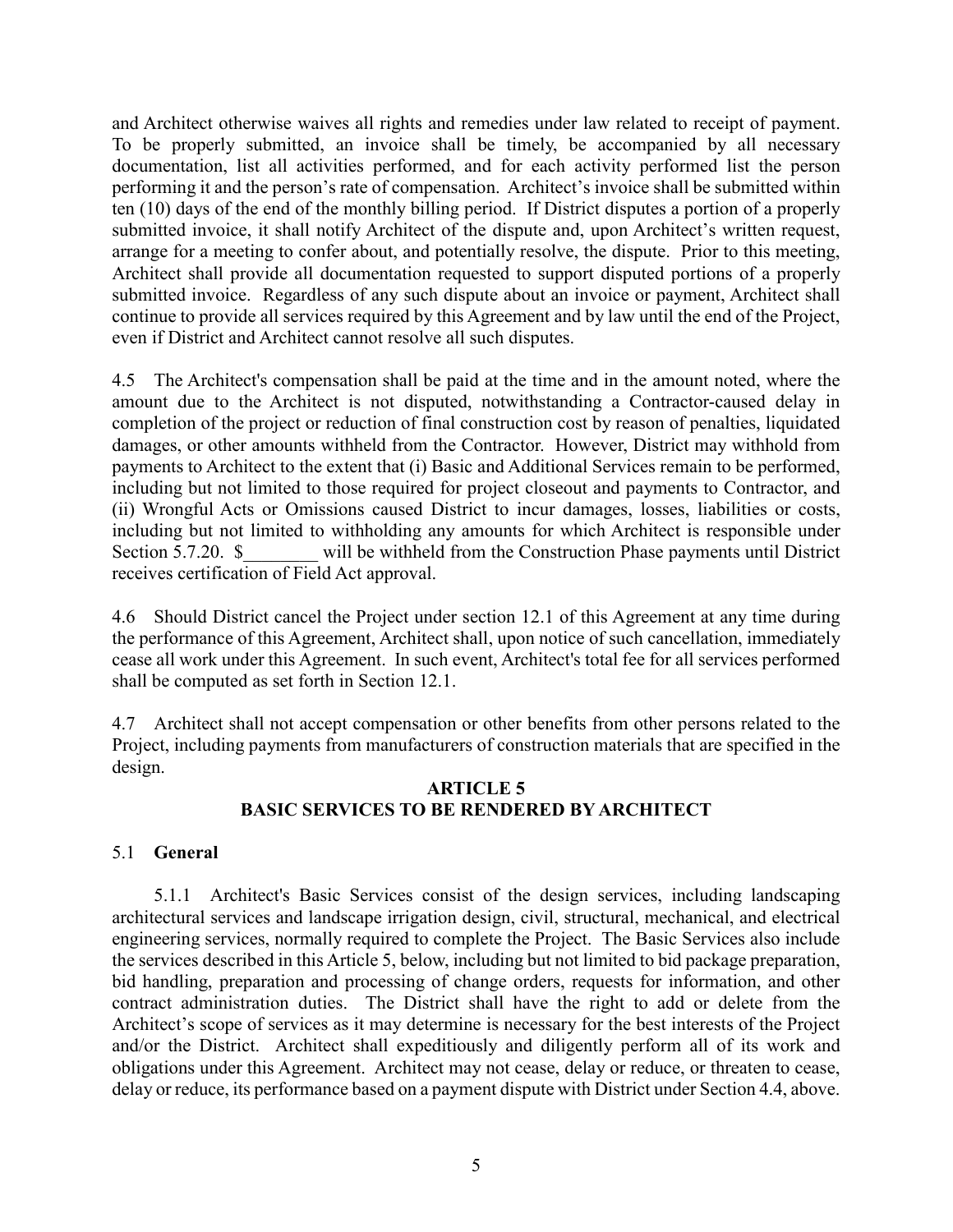and Architect otherwise waives all rights and remedies under law related to receipt of payment. To be properly submitted, an invoice shall be timely, be accompanied by all necessary documentation, list all activities performed, and for each activity performed list the person performing it and the person's rate of compensation. Architect's invoice shall be submitted within ten (10) days of the end of the monthly billing period. If District disputes a portion of a properly submitted invoice, it shall notify Architect of the dispute and, upon Architect's written request, arrange for a meeting to confer about, and potentially resolve, the dispute. Prior to this meeting, Architect shall provide all documentation requested to support disputed portions of a properly submitted invoice. Regardless of any such dispute about an invoice or payment, Architect shall continue to provide all services required by this Agreement and by law until the end of the Project, even if District and Architect cannot resolve all such disputes.

4.5 The Architect's compensation shall be paid at the time and in the amount noted, where the amount due to the Architect is not disputed, notwithstanding a Contractor-caused delay in completion of the project or reduction of final construction cost by reason of penalties, liquidated damages, or other amounts withheld from the Contractor. However, District may withhold from payments to Architect to the extent that (i) Basic and Additional Services remain to be performed, including but not limited to those required for project closeout and payments to Contractor, and (ii) Wrongful Acts or Omissions caused District to incur damages, losses, liabilities or costs, including but not limited to withholding any amounts for which Architect is responsible under Section 5.7.20. $________ will be withheld from the Construction Phase payments until District receives certification of Field Act approval.

4.6 Should District cancel the Project under section 12.1 of this Agreement at any time during the performance of this Agreement, Architect shall, upon notice of such cancellation, immediately cease all work under this Agreement. In such event, Architect's total fee for all services performed shall be computed as set forth in Section 12.1.

4.7 Architect shall not accept compensation or other benefits from other persons related to the Project, including payments from manufacturers of construction materials that are specified in the design.

## ARTICLE 5
## BASIC SERVICES TO BE RENDERED BY ARCHITECT

### 5.1 **General**

5.1.1 Architect's Basic Services consist of the design services, including landscaping architectural services and landscape irrigation design, civil, structural, mechanical, and electrical engineering services, normally required to complete the Project. The Basic Services also include the services described in this Article 5, below, including but not limited to bid package preparation, bid handling, preparation and processing of change orders, requests for information, and other contract administration duties. The District shall have the right to add or delete from the Architect's scope of services as it may determine is necessary for the best interests of the Project and/or the District. Architect shall expeditiously and diligently perform all of its work and obligations under this Agreement. Architect may not cease, delay or reduce, or threaten to cease, delay or reduce, its performance based on a payment dispute with District under Section 4.4, above.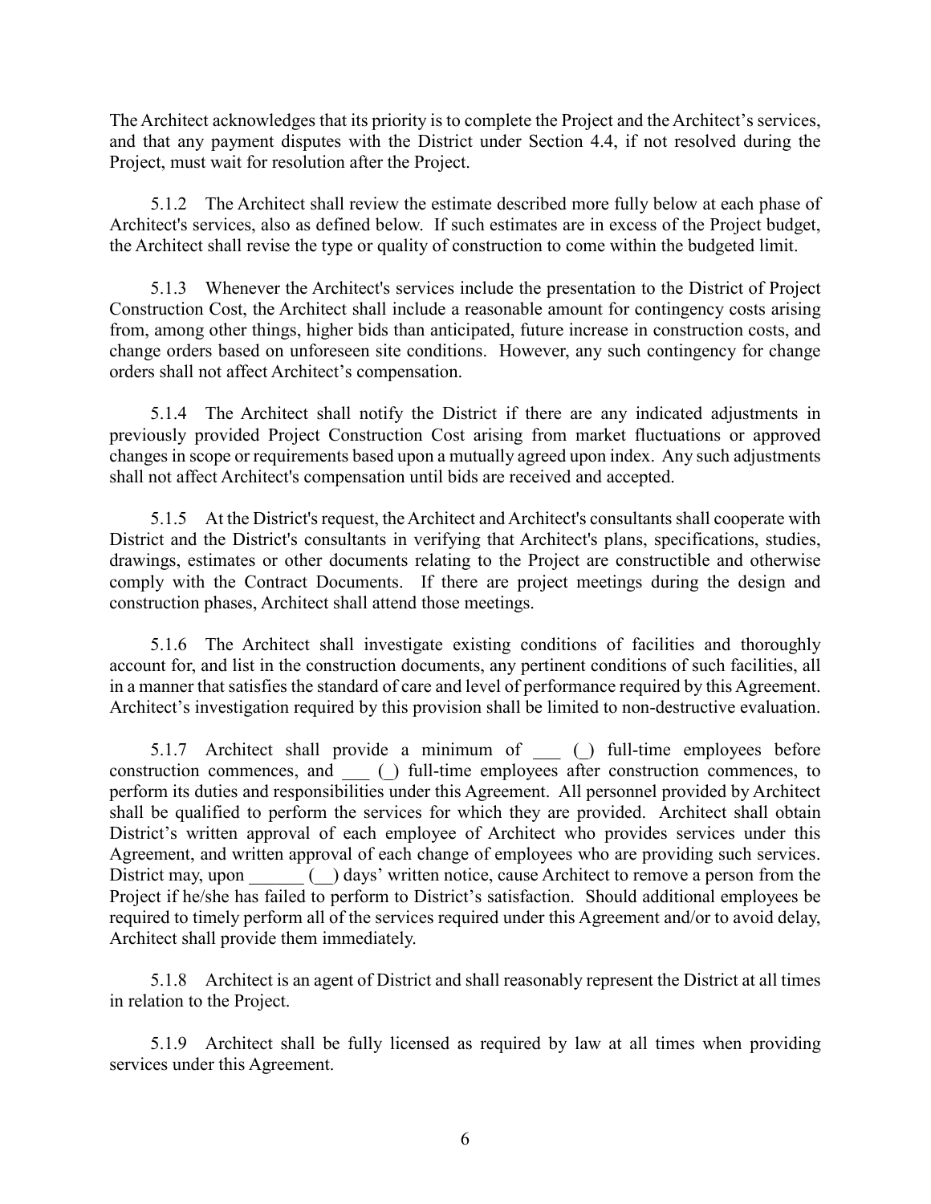The Architect acknowledges that its priority is to complete the Project and the Architect's services, and that any payment disputes with the District under Section 4.4, if not resolved during the Project, must wait for resolution after the Project.

5.1.2 The Architect shall review the estimate described more fully below at each phase of Architect's services, also as defined below. If such estimates are in excess of the Project budget, the Architect shall revise the type or quality of construction to come within the budgeted limit.

5.1.3 Whenever the Architect's services include the presentation to the District of Project Construction Cost, the Architect shall include a reasonable amount for contingency costs arising from, among other things, higher bids than anticipated, future increase in construction costs, and change orders based on unforeseen site conditions. However, any such contingency for change orders shall not affect Architect's compensation.

5.1.4 The Architect shall notify the District if there are any indicated adjustments in previously provided Project Construction Cost arising from market fluctuations or approved changes in scope or requirements based upon a mutually agreed upon index. Any such adjustments shall not affect Architect's compensation until bids are received and accepted.

5.1.5 At the District's request, the Architect and Architect's consultants shall cooperate with District and the District's consultants in verifying that Architect's plans, specifications, studies, drawings, estimates or other documents relating to the Project are constructible and otherwise comply with the Contract Documents. If there are project meetings during the design and construction phases, Architect shall attend those meetings.

5.1.6 The Architect shall investigate existing conditions of facilities and thoroughly account for, and list in the construction documents, any pertinent conditions of such facilities, all in a manner that satisfies the standard of care and level of performance required by this Agreement. Architect's investigation required by this provision shall be limited to non-destructive evaluation.

5.1.7 Architect shall provide a minimum of ___ (_) full-time employees before construction commences, and ___ (_) full-time employees after construction commences, to perform its duties and responsibilities under this Agreement. All personnel provided by Architect shall be qualified to perform the services for which they are provided. Architect shall obtain District's written approval of each employee of Architect who provides services under this Agreement, and written approval of each change of employees who are providing such services. District may, upon ______ (__) days' written notice, cause Architect to remove a person from the Project if he/she has failed to perform to District's satisfaction. Should additional employees be required to timely perform all of the services required under this Agreement and/or to avoid delay, Architect shall provide them immediately.

5.1.8 Architect is an agent of District and shall reasonably represent the District at all times in relation to the Project.

5.1.9 Architect shall be fully licensed as required by law at all times when providing services under this Agreement.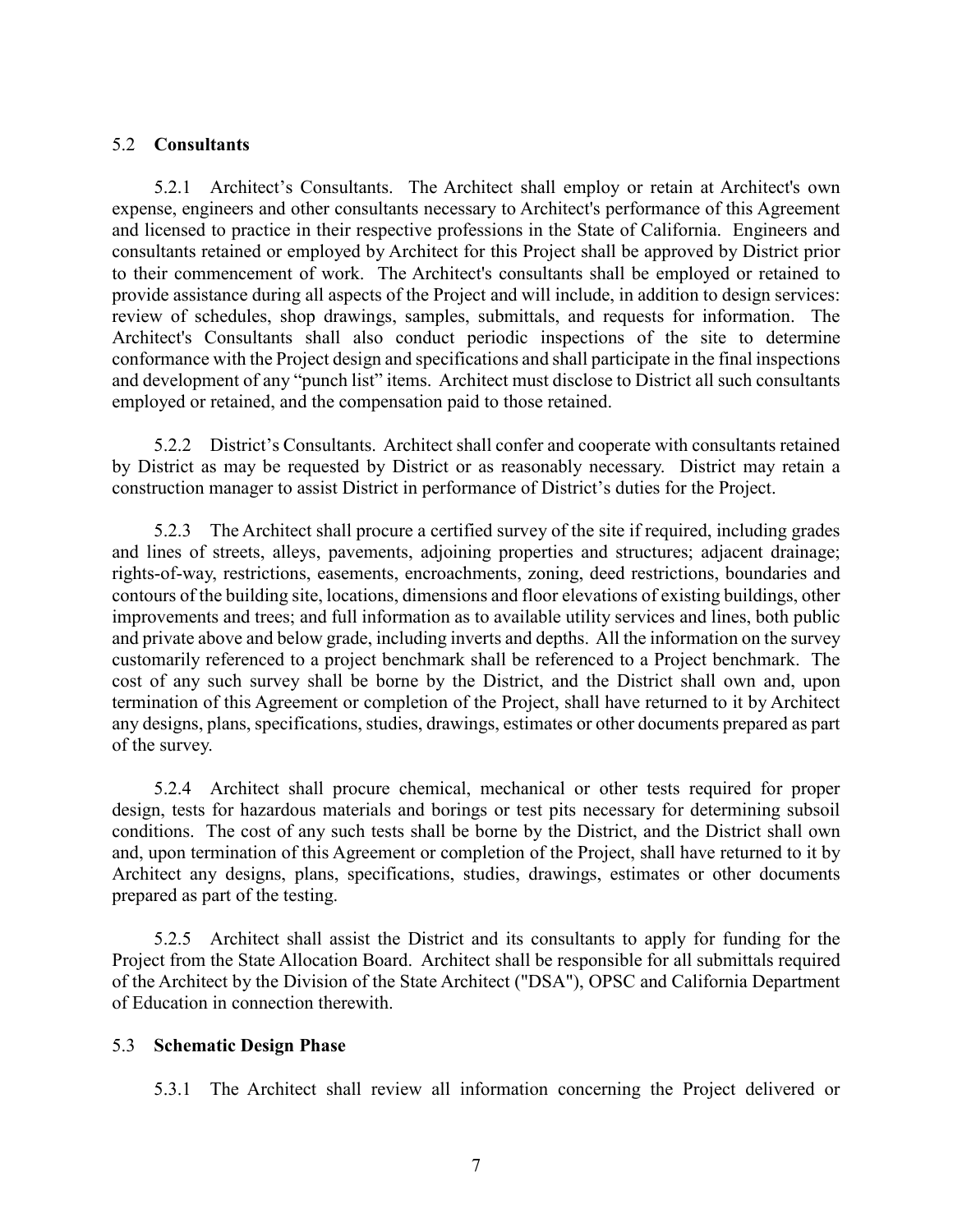### 5.2 **Consultants**

5.2.1 Architect's Consultants. The Architect shall employ or retain at Architect's own expense, engineers and other consultants necessary to Architect's performance of this Agreement and licensed to practice in their respective professions in the State of California. Engineers and consultants retained or employed by Architect for this Project shall be approved by District prior to their commencement of work. The Architect's consultants shall be employed or retained to provide assistance during all aspects of the Project and will include, in addition to design services: review of schedules, shop drawings, samples, submittals, and requests for information. The Architect's Consultants shall also conduct periodic inspections of the site to determine conformance with the Project design and specifications and shall participate in the final inspections and development of any "punch list" items. Architect must disclose to District all such consultants employed or retained, and the compensation paid to those retained.

5.2.2 District's Consultants. Architect shall confer and cooperate with consultants retained by District as may be requested by District or as reasonably necessary. District may retain a construction manager to assist District in performance of District's duties for the Project.

5.2.3 The Architect shall procure a certified survey of the site if required, including grades and lines of streets, alleys, pavements, adjoining properties and structures; adjacent drainage; rights-of-way, restrictions, easements, encroachments, zoning, deed restrictions, boundaries and contours of the building site, locations, dimensions and floor elevations of existing buildings, other improvements and trees; and full information as to available utility services and lines, both public and private above and below grade, including inverts and depths. All the information on the survey customarily referenced to a project benchmark shall be referenced to a Project benchmark. The cost of any such survey shall be borne by the District, and the District shall own and, upon termination of this Agreement or completion of the Project, shall have returned to it by Architect any designs, plans, specifications, studies, drawings, estimates or other documents prepared as part of the survey.

5.2.4 Architect shall procure chemical, mechanical or other tests required for proper design, tests for hazardous materials and borings or test pits necessary for determining subsoil conditions. The cost of any such tests shall be borne by the District, and the District shall own and, upon termination of this Agreement or completion of the Project, shall have returned to it by Architect any designs, plans, specifications, studies, drawings, estimates or other documents prepared as part of the testing.

5.2.5 Architect shall assist the District and its consultants to apply for funding for the Project from the State Allocation Board. Architect shall be responsible for all submittals required of the Architect by the Division of the State Architect ("DSA"), OPSC and California Department of Education in connection therewith.

### 5.3 **Schematic Design Phase**

5.3.1 The Architect shall review all information concerning the Project delivered or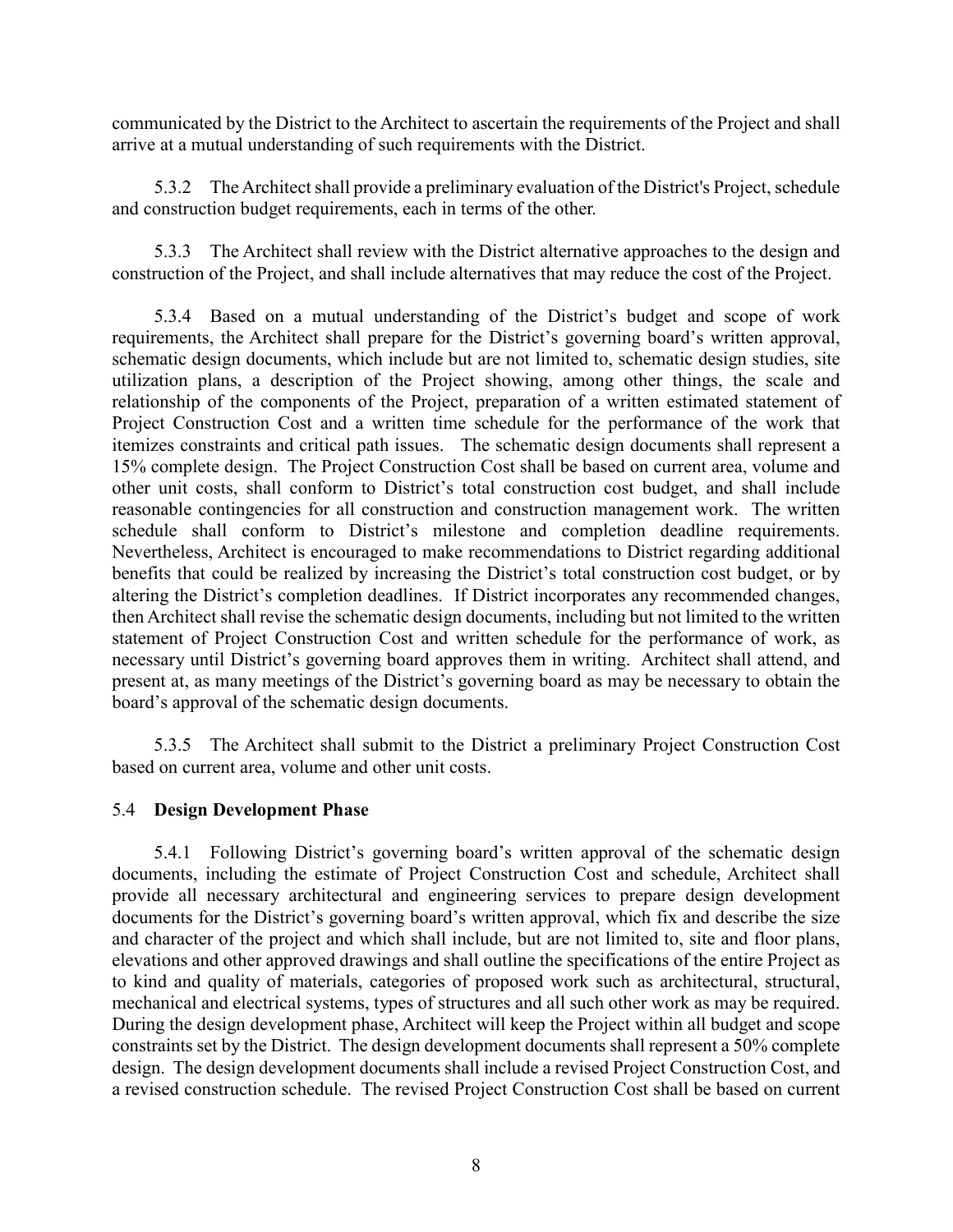communicated by the District to the Architect to ascertain the requirements of the Project and shall arrive at a mutual understanding of such requirements with the District.

5.3.2 The Architect shall provide a preliminary evaluation of the District's Project, schedule and construction budget requirements, each in terms of the other.

5.3.3 The Architect shall review with the District alternative approaches to the design and construction of the Project, and shall include alternatives that may reduce the cost of the Project.

5.3.4 Based on a mutual understanding of the District's budget and scope of work requirements, the Architect shall prepare for the District's governing board's written approval, schematic design documents, which include but are not limited to, schematic design studies, site utilization plans, a description of the Project showing, among other things, the scale and relationship of the components of the Project, preparation of a written estimated statement of Project Construction Cost and a written time schedule for the performance of the work that itemizes constraints and critical path issues. The schematic design documents shall represent a 15% complete design. The Project Construction Cost shall be based on current area, volume and other unit costs, shall conform to District's total construction cost budget, and shall include reasonable contingencies for all construction and construction management work. The written schedule shall conform to District's milestone and completion deadline requirements. Nevertheless, Architect is encouraged to make recommendations to District regarding additional benefits that could be realized by increasing the District's total construction cost budget, or by altering the District's completion deadlines. If District incorporates any recommended changes, then Architect shall revise the schematic design documents, including but not limited to the written statement of Project Construction Cost and written schedule for the performance of work, as necessary until District's governing board approves them in writing. Architect shall attend, and present at, as many meetings of the District's governing board as may be necessary to obtain the board's approval of the schematic design documents.

5.3.5 The Architect shall submit to the District a preliminary Project Construction Cost based on current area, volume and other unit costs.

## 5.4 **Design Development Phase**

5.4.1 Following District's governing board's written approval of the schematic design documents, including the estimate of Project Construction Cost and schedule, Architect shall provide all necessary architectural and engineering services to prepare design development documents for the District's governing board's written approval, which fix and describe the size and character of the project and which shall include, but are not limited to, site and floor plans, elevations and other approved drawings and shall outline the specifications of the entire Project as to kind and quality of materials, categories of proposed work such as architectural, structural, mechanical and electrical systems, types of structures and all such other work as may be required. During the design development phase, Architect will keep the Project within all budget and scope constraints set by the District. The design development documents shall represent a 50% complete design. The design development documents shall include a revised Project Construction Cost, and a revised construction schedule. The revised Project Construction Cost shall be based on current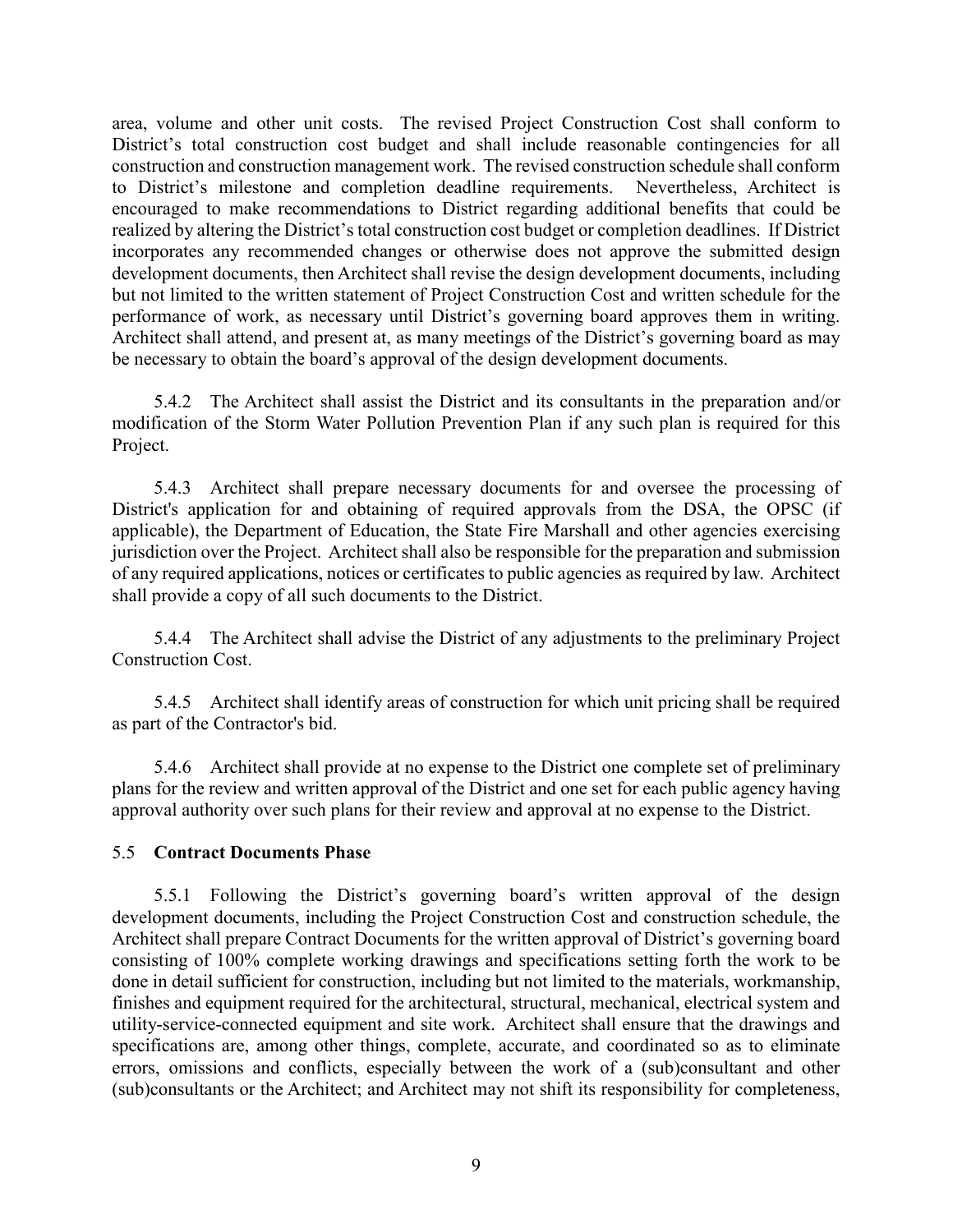area, volume and other unit costs. The revised Project Construction Cost shall conform to District's total construction cost budget and shall include reasonable contingencies for all construction and construction management work. The revised construction schedule shall conform to District's milestone and completion deadline requirements. Nevertheless, Architect is encouraged to make recommendations to District regarding additional benefits that could be realized by altering the District's total construction cost budget or completion deadlines. If District incorporates any recommended changes or otherwise does not approve the submitted design development documents, then Architect shall revise the design development documents, including but not limited to the written statement of Project Construction Cost and written schedule for the performance of work, as necessary until District's governing board approves them in writing. Architect shall attend, and present at, as many meetings of the District's governing board as may be necessary to obtain the board's approval of the design development documents.

5.4.2 The Architect shall assist the District and its consultants in the preparation and/or modification of the Storm Water Pollution Prevention Plan if any such plan is required for this Project.

5.4.3 Architect shall prepare necessary documents for and oversee the processing of District's application for and obtaining of required approvals from the DSA, the OPSC (if applicable), the Department of Education, the State Fire Marshall and other agencies exercising jurisdiction over the Project. Architect shall also be responsible for the preparation and submission of any required applications, notices or certificates to public agencies as required by law. Architect shall provide a copy of all such documents to the District.

5.4.4 The Architect shall advise the District of any adjustments to the preliminary Project Construction Cost.

5.4.5 Architect shall identify areas of construction for which unit pricing shall be required as part of the Contractor's bid.

5.4.6 Architect shall provide at no expense to the District one complete set of preliminary plans for the review and written approval of the District and one set for each public agency having approval authority over such plans for their review and approval at no expense to the District.

## 5.5 **Contract Documents Phase**

5.5.1 Following the District's governing board's written approval of the design development documents, including the Project Construction Cost and construction schedule, the Architect shall prepare Contract Documents for the written approval of District's governing board consisting of 100% complete working drawings and specifications setting forth the work to be done in detail sufficient for construction, including but not limited to the materials, workmanship, finishes and equipment required for the architectural, structural, mechanical, electrical system and utility-service-connected equipment and site work. Architect shall ensure that the drawings and specifications are, among other things, complete, accurate, and coordinated so as to eliminate errors, omissions and conflicts, especially between the work of a (sub)consultant and other (sub)consultants or the Architect; and Architect may not shift its responsibility for completeness,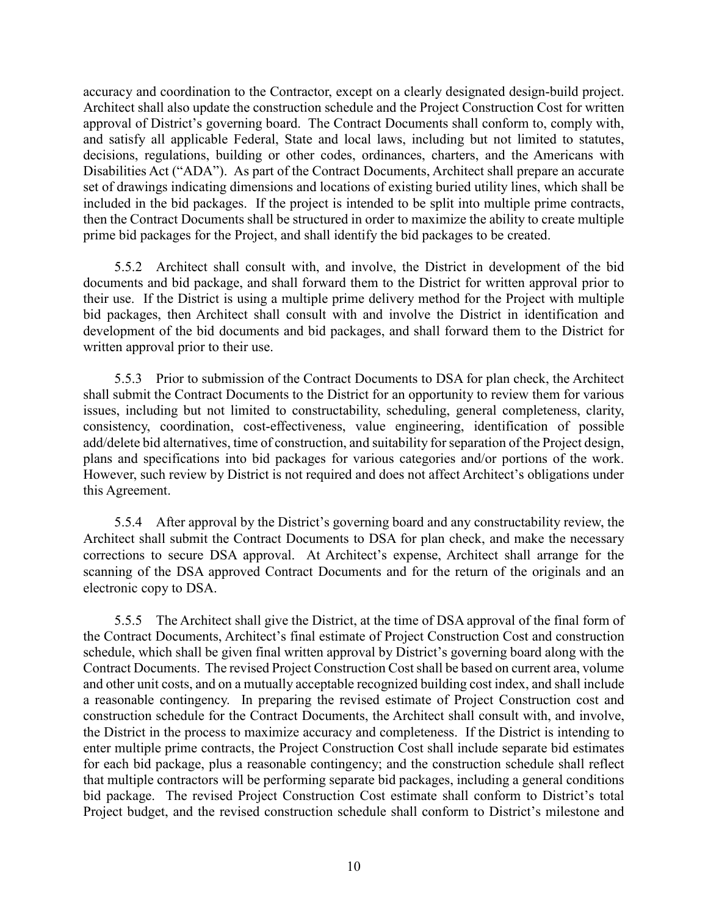accuracy and coordination to the Contractor, except on a clearly designated design-build project. Architect shall also update the construction schedule and the Project Construction Cost for written approval of District's governing board. The Contract Documents shall conform to, comply with, and satisfy all applicable Federal, State and local laws, including but not limited to statutes, decisions, regulations, building or other codes, ordinances, charters, and the Americans with Disabilities Act ("ADA"). As part of the Contract Documents, Architect shall prepare an accurate set of drawings indicating dimensions and locations of existing buried utility lines, which shall be included in the bid packages. If the project is intended to be split into multiple prime contracts, then the Contract Documents shall be structured in order to maximize the ability to create multiple prime bid packages for the Project, and shall identify the bid packages to be created.

5.5.2 Architect shall consult with, and involve, the District in development of the bid documents and bid package, and shall forward them to the District for written approval prior to their use. If the District is using a multiple prime delivery method for the Project with multiple bid packages, then Architect shall consult with and involve the District in identification and development of the bid documents and bid packages, and shall forward them to the District for written approval prior to their use.

5.5.3 Prior to submission of the Contract Documents to DSA for plan check, the Architect shall submit the Contract Documents to the District for an opportunity to review them for various issues, including but not limited to constructability, scheduling, general completeness, clarity, consistency, coordination, cost-effectiveness, value engineering, identification of possible add/delete bid alternatives, time of construction, and suitability for separation of the Project design, plans and specifications into bid packages for various categories and/or portions of the work. However, such review by District is not required and does not affect Architect's obligations under this Agreement.

5.5.4 After approval by the District's governing board and any constructability review, the Architect shall submit the Contract Documents to DSA for plan check, and make the necessary corrections to secure DSA approval. At Architect's expense, Architect shall arrange for the scanning of the DSA approved Contract Documents and for the return of the originals and an electronic copy to DSA.

5.5.5 The Architect shall give the District, at the time of DSA approval of the final form of the Contract Documents, Architect's final estimate of Project Construction Cost and construction schedule, which shall be given final written approval by District's governing board along with the Contract Documents. The revised Project Construction Cost shall be based on current area, volume and other unit costs, and on a mutually acceptable recognized building cost index, and shall include a reasonable contingency. In preparing the revised estimate of Project Construction cost and construction schedule for the Contract Documents, the Architect shall consult with, and involve, the District in the process to maximize accuracy and completeness. If the District is intending to enter multiple prime contracts, the Project Construction Cost shall include separate bid estimates for each bid package, plus a reasonable contingency; and the construction schedule shall reflect that multiple contractors will be performing separate bid packages, including a general conditions bid package. The revised Project Construction Cost estimate shall conform to District's total Project budget, and the revised construction schedule shall conform to District's milestone and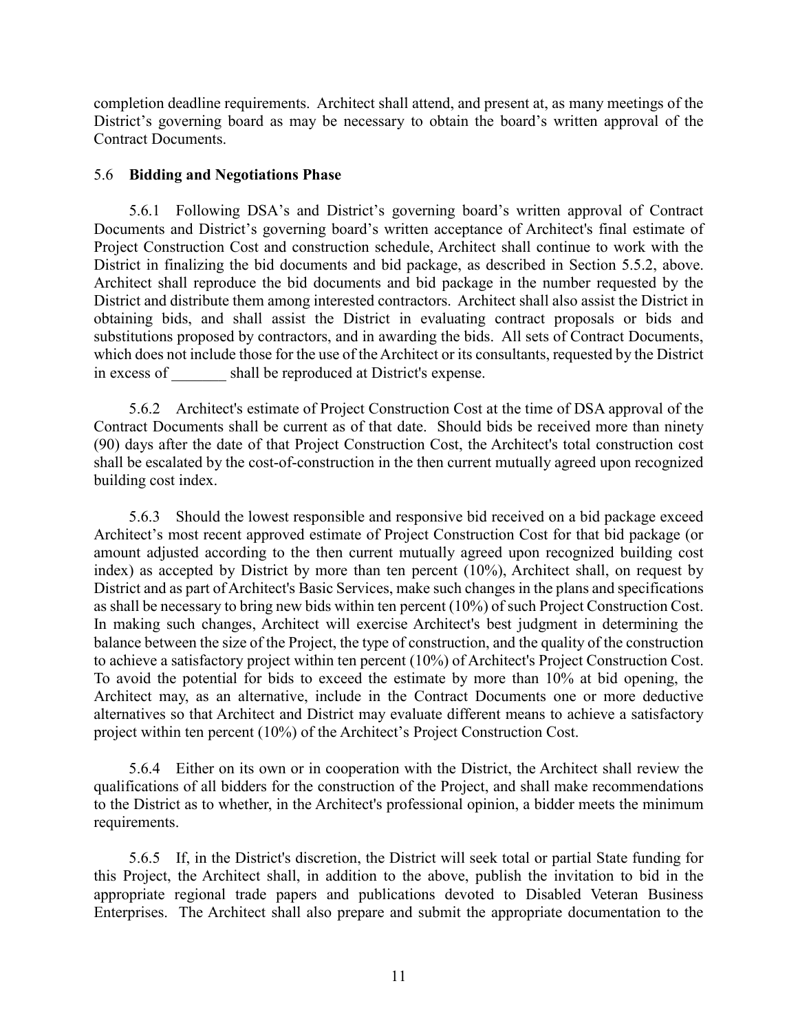completion deadline requirements. Architect shall attend, and present at, as many meetings of the District's governing board as may be necessary to obtain the board's written approval of the Contract Documents.

## 5.6 **Bidding and Negotiations Phase**

5.6.1 Following DSA's and District's governing board's written approval of Contract Documents and District's governing board's written acceptance of Architect's final estimate of Project Construction Cost and construction schedule, Architect shall continue to work with the District in finalizing the bid documents and bid package, as described in Section 5.5.2, above. Architect shall reproduce the bid documents and bid package in the number requested by the District and distribute them among interested contractors. Architect shall also assist the District in obtaining bids, and shall assist the District in evaluating contract proposals or bids and substitutions proposed by contractors, and in awarding the bids. All sets of Contract Documents, which does not include those for the use of the Architect or its consultants, requested by the District in excess of _______ shall be reproduced at District's expense.

5.6.2 Architect's estimate of Project Construction Cost at the time of DSA approval of the Contract Documents shall be current as of that date. Should bids be received more than ninety (90) days after the date of that Project Construction Cost, the Architect's total construction cost shall be escalated by the cost-of-construction in the then current mutually agreed upon recognized building cost index.

5.6.3 Should the lowest responsible and responsive bid received on a bid package exceed Architect's most recent approved estimate of Project Construction Cost for that bid package (or amount adjusted according to the then current mutually agreed upon recognized building cost index) as accepted by District by more than ten percent (10%), Architect shall, on request by District and as part of Architect's Basic Services, make such changes in the plans and specifications as shall be necessary to bring new bids within ten percent (10%) of such Project Construction Cost. In making such changes, Architect will exercise Architect's best judgment in determining the balance between the size of the Project, the type of construction, and the quality of the construction to achieve a satisfactory project within ten percent (10%) of Architect's Project Construction Cost. To avoid the potential for bids to exceed the estimate by more than 10% at bid opening, the Architect may, as an alternative, include in the Contract Documents one or more deductive alternatives so that Architect and District may evaluate different means to achieve a satisfactory project within ten percent (10%) of the Architect's Project Construction Cost.

5.6.4 Either on its own or in cooperation with the District, the Architect shall review the qualifications of all bidders for the construction of the Project, and shall make recommendations to the District as to whether, in the Architect's professional opinion, a bidder meets the minimum requirements.

5.6.5 If, in the District's discretion, the District will seek total or partial State funding for this Project, the Architect shall, in addition to the above, publish the invitation to bid in the appropriate regional trade papers and publications devoted to Disabled Veteran Business Enterprises. The Architect shall also prepare and submit the appropriate documentation to the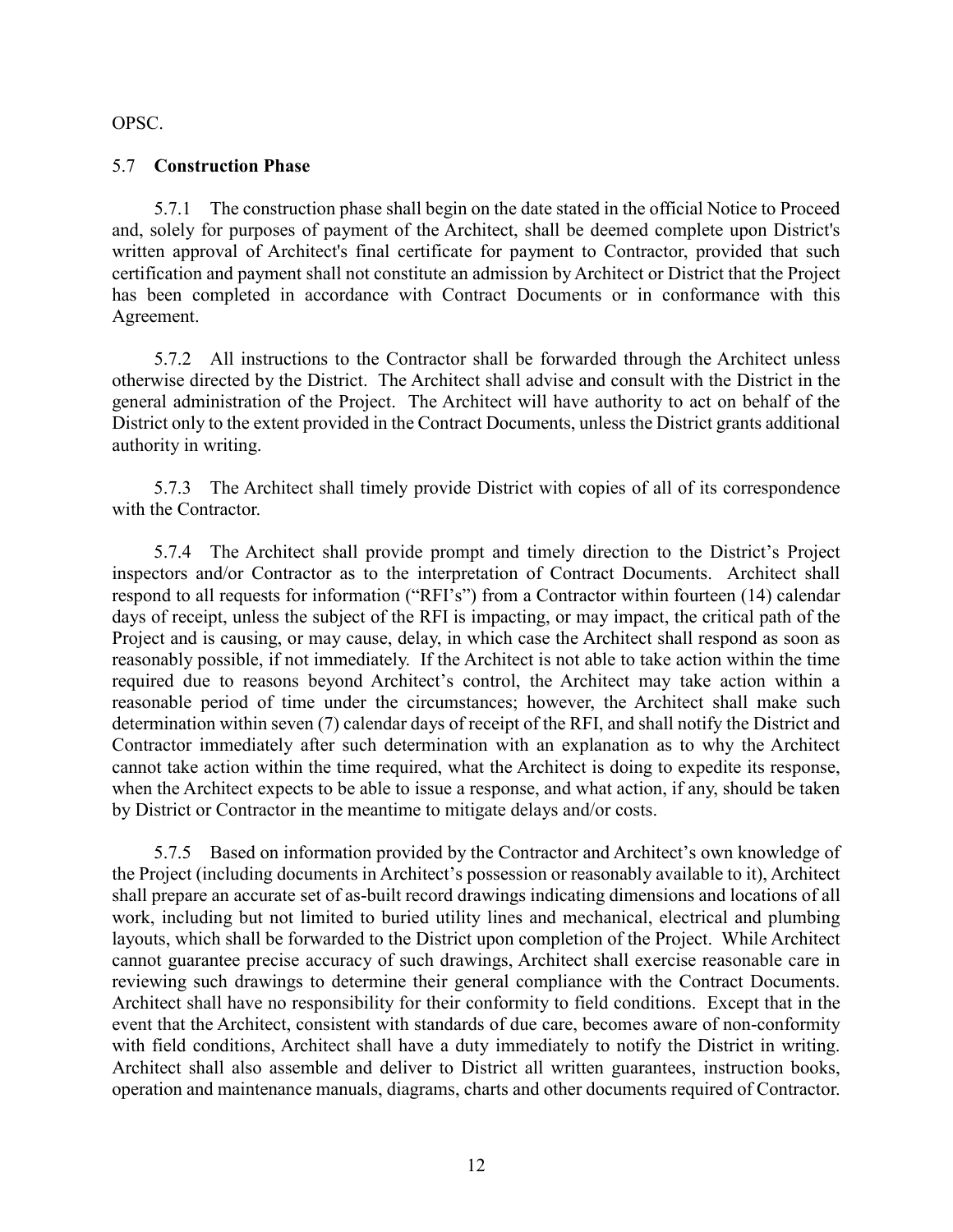OPSC.

### 5.7 **Construction Phase**

5.7.1 The construction phase shall begin on the date stated in the official Notice to Proceed and, solely for purposes of payment of the Architect, shall be deemed complete upon District's written approval of Architect's final certificate for payment to Contractor, provided that such certification and payment shall not constitute an admission by Architect or District that the Project has been completed in accordance with Contract Documents or in conformance with this Agreement.

5.7.2 All instructions to the Contractor shall be forwarded through the Architect unless otherwise directed by the District. The Architect shall advise and consult with the District in the general administration of the Project. The Architect will have authority to act on behalf of the District only to the extent provided in the Contract Documents, unless the District grants additional authority in writing.

5.7.3 The Architect shall timely provide District with copies of all of its correspondence with the Contractor.

5.7.4 The Architect shall provide prompt and timely direction to the District's Project inspectors and/or Contractor as to the interpretation of Contract Documents. Architect shall respond to all requests for information ("RFI's") from a Contractor within fourteen (14) calendar days of receipt, unless the subject of the RFI is impacting, or may impact, the critical path of the Project and is causing, or may cause, delay, in which case the Architect shall respond as soon as reasonably possible, if not immediately. If the Architect is not able to take action within the time required due to reasons beyond Architect's control, the Architect may take action within a reasonable period of time under the circumstances; however, the Architect shall make such determination within seven (7) calendar days of receipt of the RFI, and shall notify the District and Contractor immediately after such determination with an explanation as to why the Architect cannot take action within the time required, what the Architect is doing to expedite its response, when the Architect expects to be able to issue a response, and what action, if any, should be taken by District or Contractor in the meantime to mitigate delays and/or costs.

5.7.5 Based on information provided by the Contractor and Architect's own knowledge of the Project (including documents in Architect's possession or reasonably available to it), Architect shall prepare an accurate set of as-built record drawings indicating dimensions and locations of all work, including but not limited to buried utility lines and mechanical, electrical and plumbing layouts, which shall be forwarded to the District upon completion of the Project. While Architect cannot guarantee precise accuracy of such drawings, Architect shall exercise reasonable care in reviewing such drawings to determine their general compliance with the Contract Documents. Architect shall have no responsibility for their conformity to field conditions. Except that in the event that the Architect, consistent with standards of due care, becomes aware of non-conformity with field conditions, Architect shall have a duty immediately to notify the District in writing. Architect shall also assemble and deliver to District all written guarantees, instruction books, operation and maintenance manuals, diagrams, charts and other documents required of Contractor.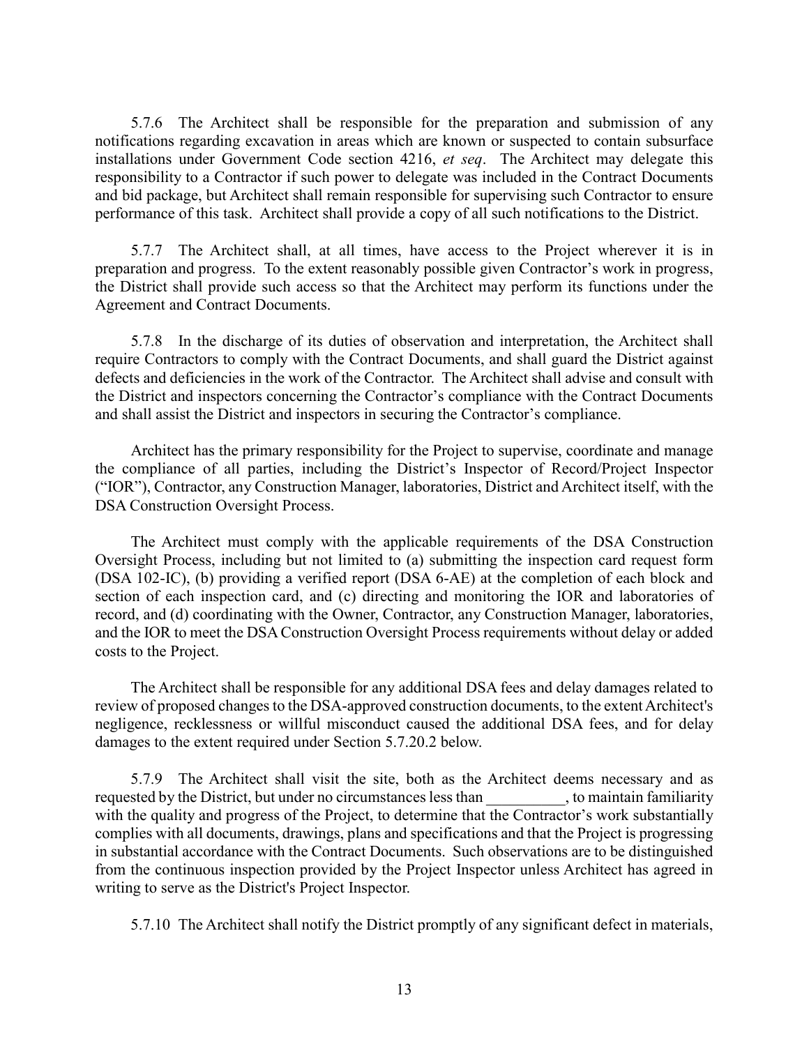5.7.6 The Architect shall be responsible for the preparation and submission of any notifications regarding excavation in areas which are known or suspected to contain subsurface installations under Government Code section 4216, *et seq*. The Architect may delegate this responsibility to a Contractor if such power to delegate was included in the Contract Documents and bid package, but Architect shall remain responsible for supervising such Contractor to ensure performance of this task. Architect shall provide a copy of all such notifications to the District.

5.7.7 The Architect shall, at all times, have access to the Project wherever it is in preparation and progress. To the extent reasonably possible given Contractor's work in progress, the District shall provide such access so that the Architect may perform its functions under the Agreement and Contract Documents.

5.7.8 In the discharge of its duties of observation and interpretation, the Architect shall require Contractors to comply with the Contract Documents, and shall guard the District against defects and deficiencies in the work of the Contractor. The Architect shall advise and consult with the District and inspectors concerning the Contractor's compliance with the Contract Documents and shall assist the District and inspectors in securing the Contractor's compliance.

Architect has the primary responsibility for the Project to supervise, coordinate and manage the compliance of all parties, including the District's Inspector of Record/Project Inspector ("IOR"), Contractor, any Construction Manager, laboratories, District and Architect itself, with the DSA Construction Oversight Process.

The Architect must comply with the applicable requirements of the DSA Construction Oversight Process, including but not limited to (a) submitting the inspection card request form (DSA 102-IC), (b) providing a verified report (DSA 6-AE) at the completion of each block and section of each inspection card, and (c) directing and monitoring the IOR and laboratories of record, and (d) coordinating with the Owner, Contractor, any Construction Manager, laboratories, and the IOR to meet the DSA Construction Oversight Process requirements without delay or added costs to the Project.

The Architect shall be responsible for any additional DSA fees and delay damages related to review of proposed changes to the DSA-approved construction documents, to the extent Architect's negligence, recklessness or willful misconduct caused the additional DSA fees, and for delay damages to the extent required under Section 5.7.20.2 below.

5.7.9 The Architect shall visit the site, both as the Architect deems necessary and as requested by the District, but under no circumstances less than __________, to maintain familiarity with the quality and progress of the Project, to determine that the Contractor's work substantially complies with all documents, drawings, plans and specifications and that the Project is progressing in substantial accordance with the Contract Documents. Such observations are to be distinguished from the continuous inspection provided by the Project Inspector unless Architect has agreed in writing to serve as the District's Project Inspector.

5.7.10 The Architect shall notify the District promptly of any significant defect in materials,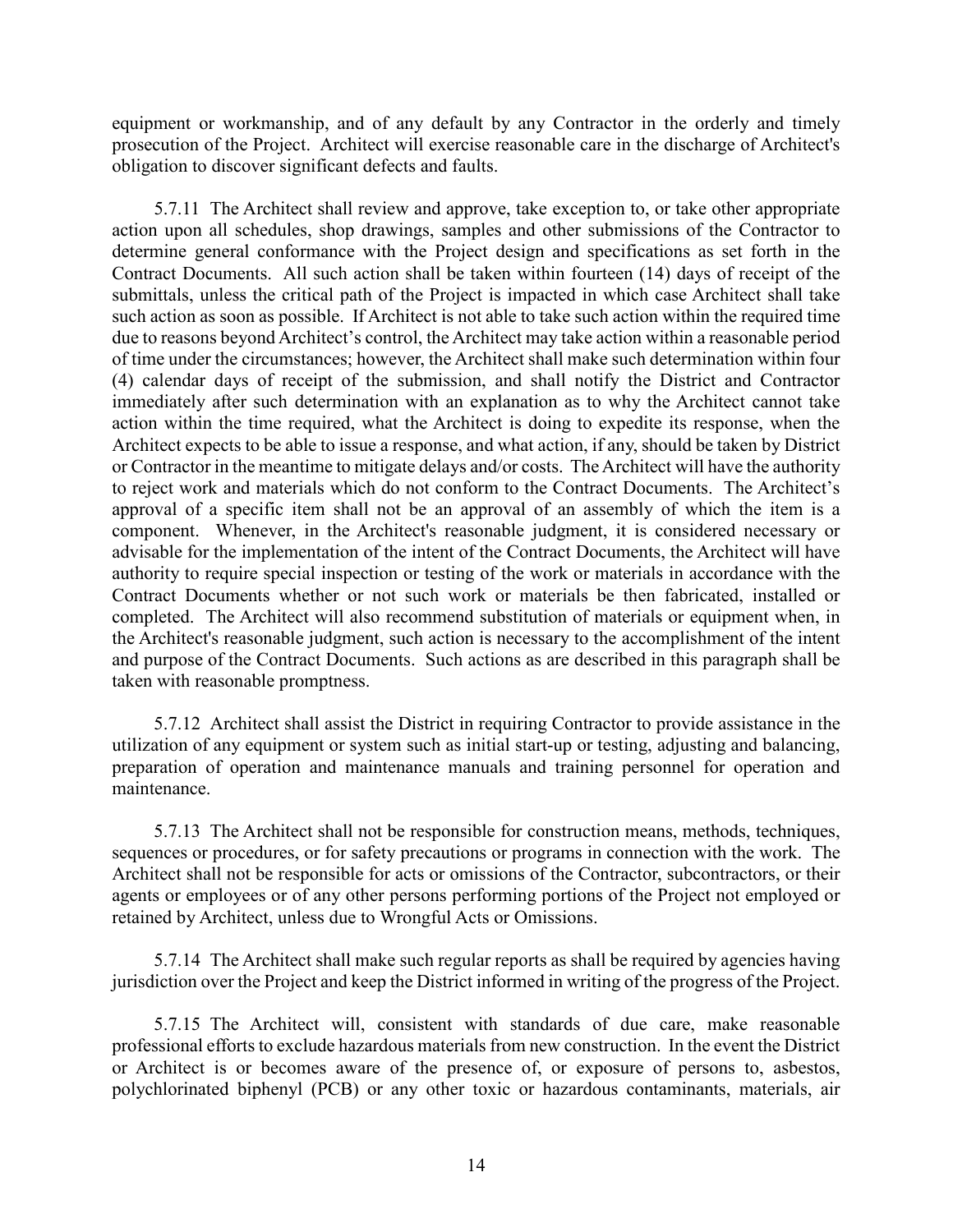equipment or workmanship, and of any default by any Contractor in the orderly and timely prosecution of the Project. Architect will exercise reasonable care in the discharge of Architect's obligation to discover significant defects and faults.

5.7.11 The Architect shall review and approve, take exception to, or take other appropriate action upon all schedules, shop drawings, samples and other submissions of the Contractor to determine general conformance with the Project design and specifications as set forth in the Contract Documents. All such action shall be taken within fourteen (14) days of receipt of the submittals, unless the critical path of the Project is impacted in which case Architect shall take such action as soon as possible. If Architect is not able to take such action within the required time due to reasons beyond Architect's control, the Architect may take action within a reasonable period of time under the circumstances; however, the Architect shall make such determination within four (4) calendar days of receipt of the submission, and shall notify the District and Contractor immediately after such determination with an explanation as to why the Architect cannot take action within the time required, what the Architect is doing to expedite its response, when the Architect expects to be able to issue a response, and what action, if any, should be taken by District or Contractor in the meantime to mitigate delays and/or costs. The Architect will have the authority to reject work and materials which do not conform to the Contract Documents. The Architect's approval of a specific item shall not be an approval of an assembly of which the item is a component. Whenever, in the Architect's reasonable judgment, it is considered necessary or advisable for the implementation of the intent of the Contract Documents, the Architect will have authority to require special inspection or testing of the work or materials in accordance with the Contract Documents whether or not such work or materials be then fabricated, installed or completed. The Architect will also recommend substitution of materials or equipment when, in the Architect's reasonable judgment, such action is necessary to the accomplishment of the intent and purpose of the Contract Documents. Such actions as are described in this paragraph shall be taken with reasonable promptness.

5.7.12 Architect shall assist the District in requiring Contractor to provide assistance in the utilization of any equipment or system such as initial start-up or testing, adjusting and balancing, preparation of operation and maintenance manuals and training personnel for operation and maintenance.

5.7.13 The Architect shall not be responsible for construction means, methods, techniques, sequences or procedures, or for safety precautions or programs in connection with the work. The Architect shall not be responsible for acts or omissions of the Contractor, subcontractors, or their agents or employees or of any other persons performing portions of the Project not employed or retained by Architect, unless due to Wrongful Acts or Omissions.

5.7.14 The Architect shall make such regular reports as shall be required by agencies having jurisdiction over the Project and keep the District informed in writing of the progress of the Project.

5.7.15 The Architect will, consistent with standards of due care, make reasonable professional efforts to exclude hazardous materials from new construction. In the event the District or Architect is or becomes aware of the presence of, or exposure of persons to, asbestos, polychlorinated biphenyl (PCB) or any other toxic or hazardous contaminants, materials, air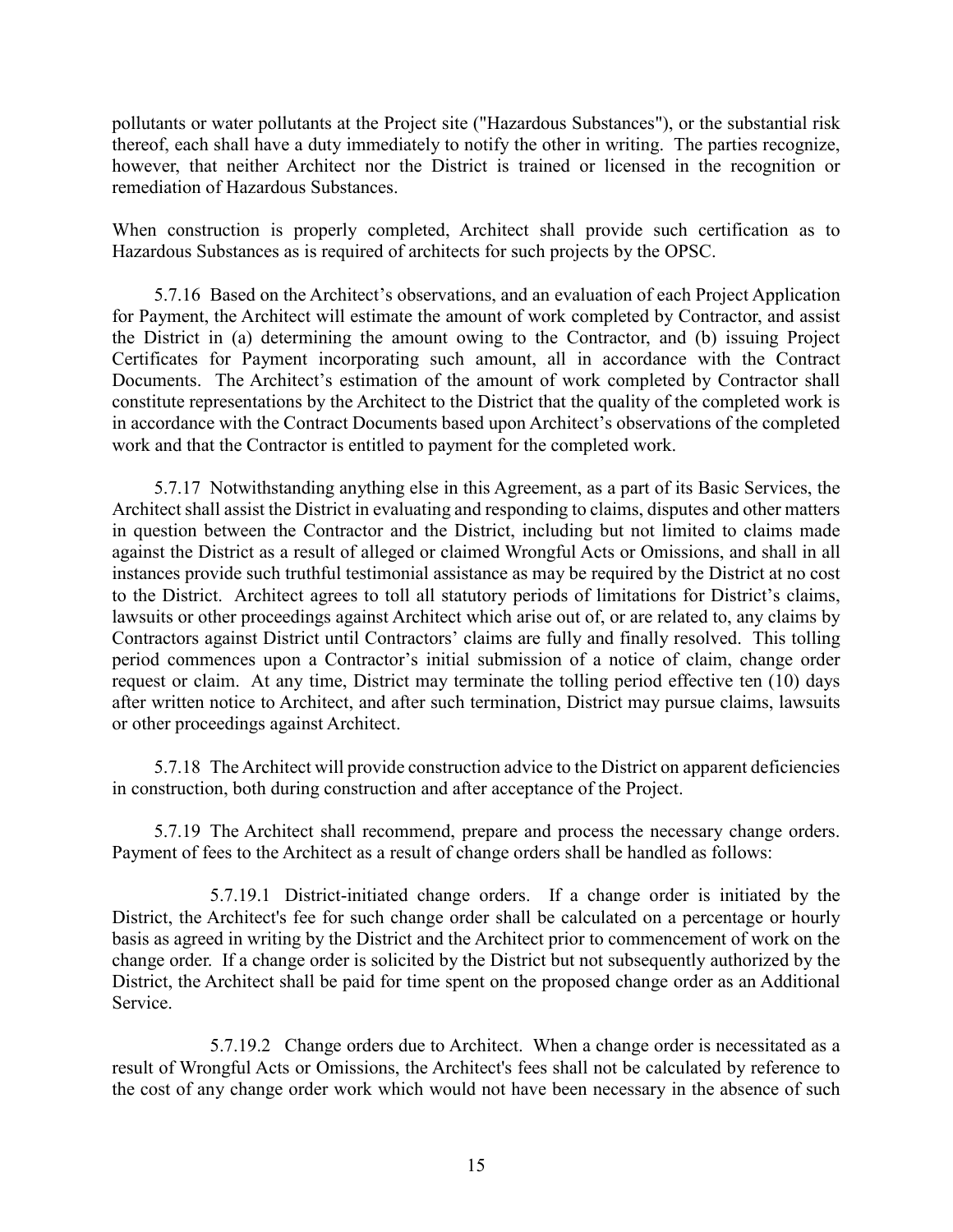pollutants or water pollutants at the Project site ("Hazardous Substances"), or the substantial risk thereof, each shall have a duty immediately to notify the other in writing. The parties recognize, however, that neither Architect nor the District is trained or licensed in the recognition or remediation of Hazardous Substances.

When construction is properly completed, Architect shall provide such certification as to Hazardous Substances as is required of architects for such projects by the OPSC.

5.7.16 Based on the Architect's observations, and an evaluation of each Project Application for Payment, the Architect will estimate the amount of work completed by Contractor, and assist the District in (a) determining the amount owing to the Contractor, and (b) issuing Project Certificates for Payment incorporating such amount, all in accordance with the Contract Documents. The Architect's estimation of the amount of work completed by Contractor shall constitute representations by the Architect to the District that the quality of the completed work is in accordance with the Contract Documents based upon Architect's observations of the completed work and that the Contractor is entitled to payment for the completed work.

5.7.17 Notwithstanding anything else in this Agreement, as a part of its Basic Services, the Architect shall assist the District in evaluating and responding to claims, disputes and other matters in question between the Contractor and the District, including but not limited to claims made against the District as a result of alleged or claimed Wrongful Acts or Omissions, and shall in all instances provide such truthful testimonial assistance as may be required by the District at no cost to the District. Architect agrees to toll all statutory periods of limitations for District's claims, lawsuits or other proceedings against Architect which arise out of, or are related to, any claims by Contractors against District until Contractors' claims are fully and finally resolved. This tolling period commences upon a Contractor's initial submission of a notice of claim, change order request or claim. At any time, District may terminate the tolling period effective ten (10) days after written notice to Architect, and after such termination, District may pursue claims, lawsuits or other proceedings against Architect.

5.7.18 The Architect will provide construction advice to the District on apparent deficiencies in construction, both during construction and after acceptance of the Project.

5.7.19 The Architect shall recommend, prepare and process the necessary change orders. Payment of fees to the Architect as a result of change orders shall be handled as follows:

5.7.19.1 District-initiated change orders. If a change order is initiated by the District, the Architect's fee for such change order shall be calculated on a percentage or hourly basis as agreed in writing by the District and the Architect prior to commencement of work on the change order. If a change order is solicited by the District but not subsequently authorized by the District, the Architect shall be paid for time spent on the proposed change order as an Additional Service.

5.7.19.2 Change orders due to Architect. When a change order is necessitated as a result of Wrongful Acts or Omissions, the Architect's fees shall not be calculated by reference to the cost of any change order work which would not have been necessary in the absence of such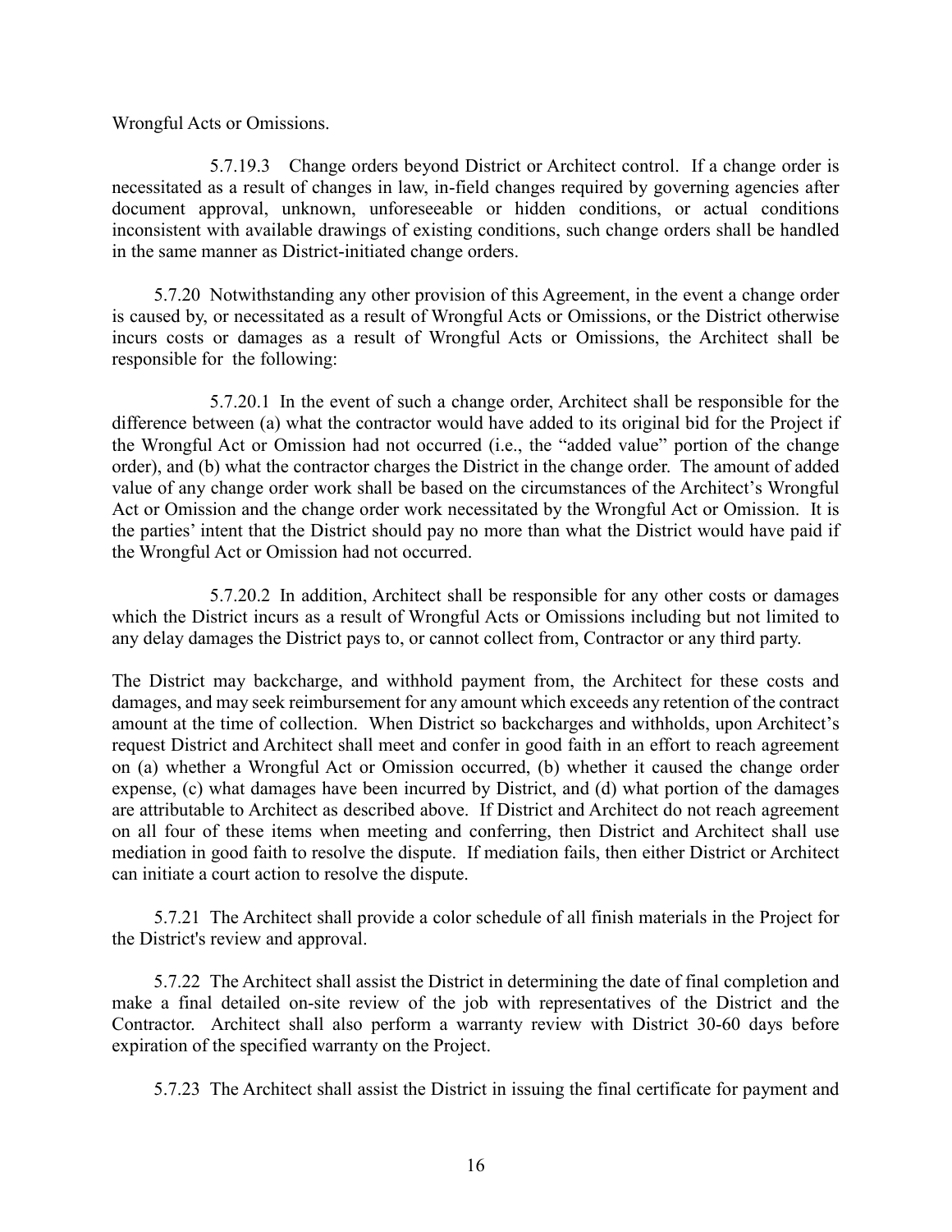Wrongful Acts or Omissions.

5.7.19.3 Change orders beyond District or Architect control. If a change order is necessitated as a result of changes in law, in-field changes required by governing agencies after document approval, unknown, unforeseeable or hidden conditions, or actual conditions inconsistent with available drawings of existing conditions, such change orders shall be handled in the same manner as District-initiated change orders.

5.7.20 Notwithstanding any other provision of this Agreement, in the event a change order is caused by, or necessitated as a result of Wrongful Acts or Omissions, or the District otherwise incurs costs or damages as a result of Wrongful Acts or Omissions, the Architect shall be responsible for the following:

5.7.20.1 In the event of such a change order, Architect shall be responsible for the difference between (a) what the contractor would have added to its original bid for the Project if the Wrongful Act or Omission had not occurred (i.e., the "added value" portion of the change order), and (b) what the contractor charges the District in the change order. The amount of added value of any change order work shall be based on the circumstances of the Architect's Wrongful Act or Omission and the change order work necessitated by the Wrongful Act or Omission. It is the parties' intent that the District should pay no more than what the District would have paid if the Wrongful Act or Omission had not occurred.

5.7.20.2 In addition, Architect shall be responsible for any other costs or damages which the District incurs as a result of Wrongful Acts or Omissions including but not limited to any delay damages the District pays to, or cannot collect from, Contractor or any third party.

The District may backcharge, and withhold payment from, the Architect for these costs and damages, and may seek reimbursement for any amount which exceeds any retention of the contract amount at the time of collection. When District so backcharges and withholds, upon Architect's request District and Architect shall meet and confer in good faith in an effort to reach agreement on (a) whether a Wrongful Act or Omission occurred, (b) whether it caused the change order expense, (c) what damages have been incurred by District, and (d) what portion of the damages are attributable to Architect as described above. If District and Architect do not reach agreement on all four of these items when meeting and conferring, then District and Architect shall use mediation in good faith to resolve the dispute. If mediation fails, then either District or Architect can initiate a court action to resolve the dispute.

5.7.21 The Architect shall provide a color schedule of all finish materials in the Project for the District's review and approval.

5.7.22 The Architect shall assist the District in determining the date of final completion and make a final detailed on-site review of the job with representatives of the District and the Contractor. Architect shall also perform a warranty review with District 30-60 days before expiration of the specified warranty on the Project.

5.7.23 The Architect shall assist the District in issuing the final certificate for payment and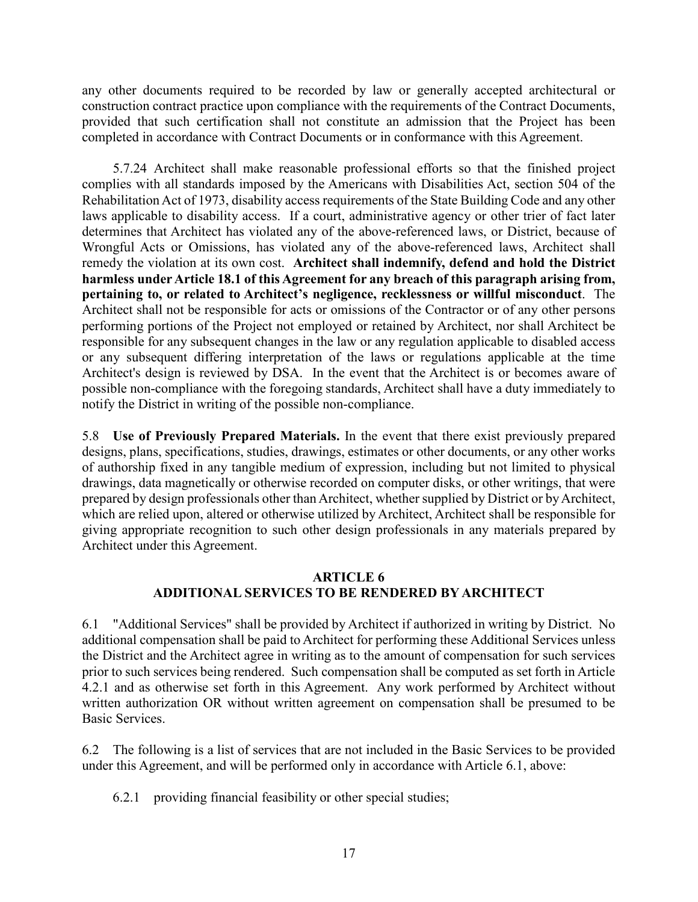any other documents required to be recorded by law or generally accepted architectural or construction contract practice upon compliance with the requirements of the Contract Documents, provided that such certification shall not constitute an admission that the Project has been completed in accordance with Contract Documents or in conformance with this Agreement.

5.7.24 Architect shall make reasonable professional efforts so that the finished project complies with all standards imposed by the Americans with Disabilities Act, section 504 of the Rehabilitation Act of 1973, disability access requirements of the State Building Code and any other laws applicable to disability access. If a court, administrative agency or other trier of fact later determines that Architect has violated any of the above-referenced laws, or District, because of Wrongful Acts or Omissions, has violated any of the above-referenced laws, Architect shall remedy the violation at its own cost. **Architect shall indemnify, defend and hold the District harmless under Article 18.1 of this Agreement for any breach of this paragraph arising from, pertaining to, or related to Architect's negligence, recklessness or willful misconduct**. The Architect shall not be responsible for acts or omissions of the Contractor or of any other persons performing portions of the Project not employed or retained by Architect, nor shall Architect be responsible for any subsequent changes in the law or any regulation applicable to disabled access or any subsequent differing interpretation of the laws or regulations applicable at the time Architect's design is reviewed by DSA. In the event that the Architect is or becomes aware of possible non-compliance with the foregoing standards, Architect shall have a duty immediately to notify the District in writing of the possible non-compliance.

5.8 **Use of Previously Prepared Materials.** In the event that there exist previously prepared designs, plans, specifications, studies, drawings, estimates or other documents, or any other works of authorship fixed in any tangible medium of expression, including but not limited to physical drawings, data magnetically or otherwise recorded on computer disks, or other writings, that were prepared by design professionals other than Architect, whether supplied by District or by Architect, which are relied upon, altered or otherwise utilized by Architect, Architect shall be responsible for giving appropriate recognition to such other design professionals in any materials prepared by Architect under this Agreement.

## ARTICLE 6
## ADDITIONAL SERVICES TO BE RENDERED BY ARCHITECT

6.1 "Additional Services" shall be provided by Architect if authorized in writing by District. No additional compensation shall be paid to Architect for performing these Additional Services unless the District and the Architect agree in writing as to the amount of compensation for such services prior to such services being rendered. Such compensation shall be computed as set forth in Article 4.2.1 and as otherwise set forth in this Agreement. Any work performed by Architect without written authorization OR without written agreement on compensation shall be presumed to be Basic Services.

6.2 The following is a list of services that are not included in the Basic Services to be provided under this Agreement, and will be performed only in accordance with Article 6.1, above:

6.2.1 providing financial feasibility or other special studies;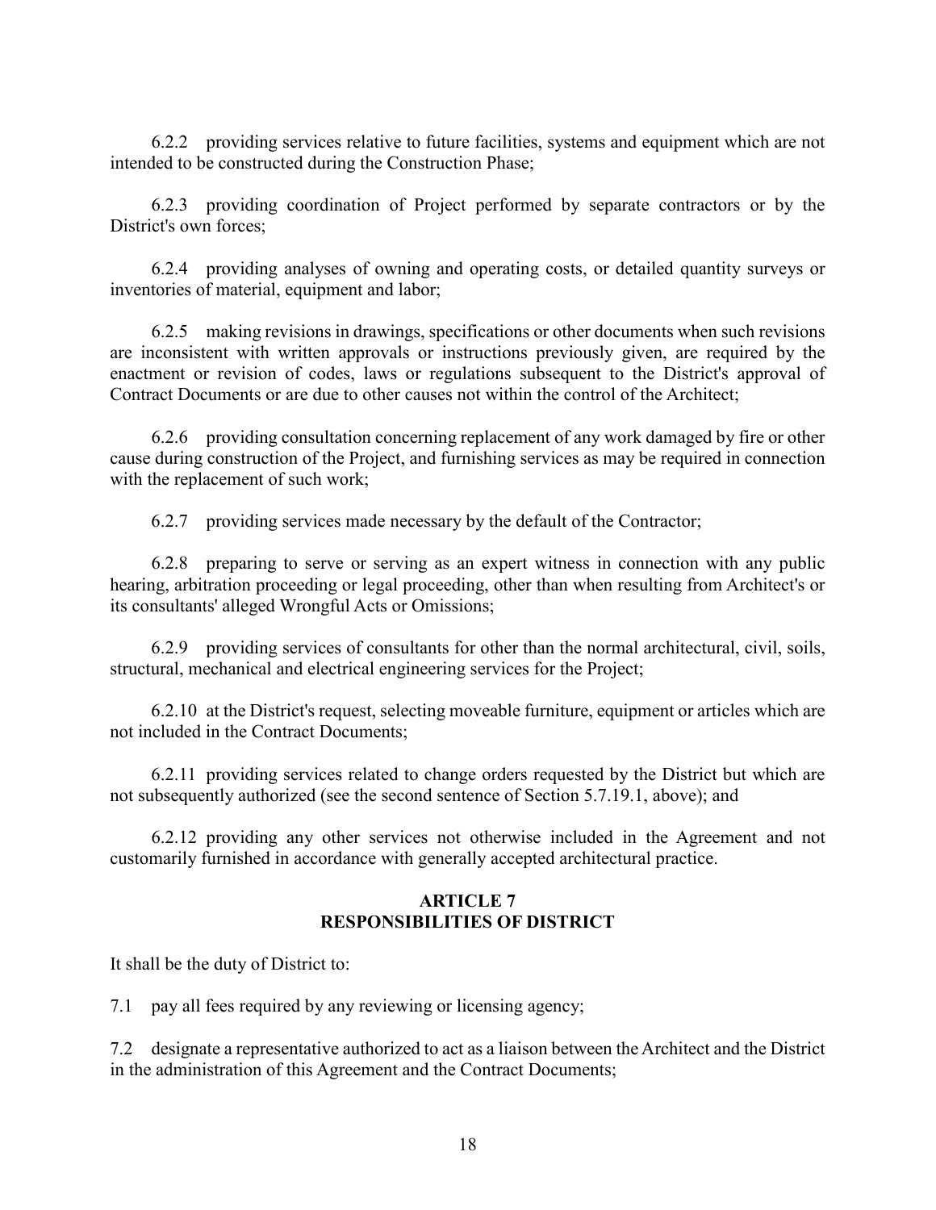6.2.2 providing services relative to future facilities, systems and equipment which are not intended to be constructed during the Construction Phase;

6.2.3 providing coordination of Project performed by separate contractors or by the District's own forces;

6.2.4 providing analyses of owning and operating costs, or detailed quantity surveys or inventories of material, equipment and labor;

6.2.5 making revisions in drawings, specifications or other documents when such revisions are inconsistent with written approvals or instructions previously given, are required by the enactment or revision of codes, laws or regulations subsequent to the District's approval of Contract Documents or are due to other causes not within the control of the Architect;

6.2.6 providing consultation concerning replacement of any work damaged by fire or other cause during construction of the Project, and furnishing services as may be required in connection with the replacement of such work;

6.2.7 providing services made necessary by the default of the Contractor;

6.2.8 preparing to serve or serving as an expert witness in connection with any public hearing, arbitration proceeding or legal proceeding, other than when resulting from Architect's or its consultants' alleged Wrongful Acts or Omissions;

6.2.9 providing services of consultants for other than the normal architectural, civil, soils, structural, mechanical and electrical engineering services for the Project;

6.2.10 at the District's request, selecting moveable furniture, equipment or articles which are not included in the Contract Documents;

6.2.11 providing services related to change orders requested by the District but which are not subsequently authorized (see the second sentence of Section 5.7.19.1, above); and

6.2.12 providing any other services not otherwise included in the Agreement and not customarily furnished in accordance with generally accepted architectural practice.

## ARTICLE 7
## RESPONSIBILITIES OF DISTRICT

It shall be the duty of District to:

7.1 pay all fees required by any reviewing or licensing agency;

7.2 designate a representative authorized to act as a liaison between the Architect and the District in the administration of this Agreement and the Contract Documents;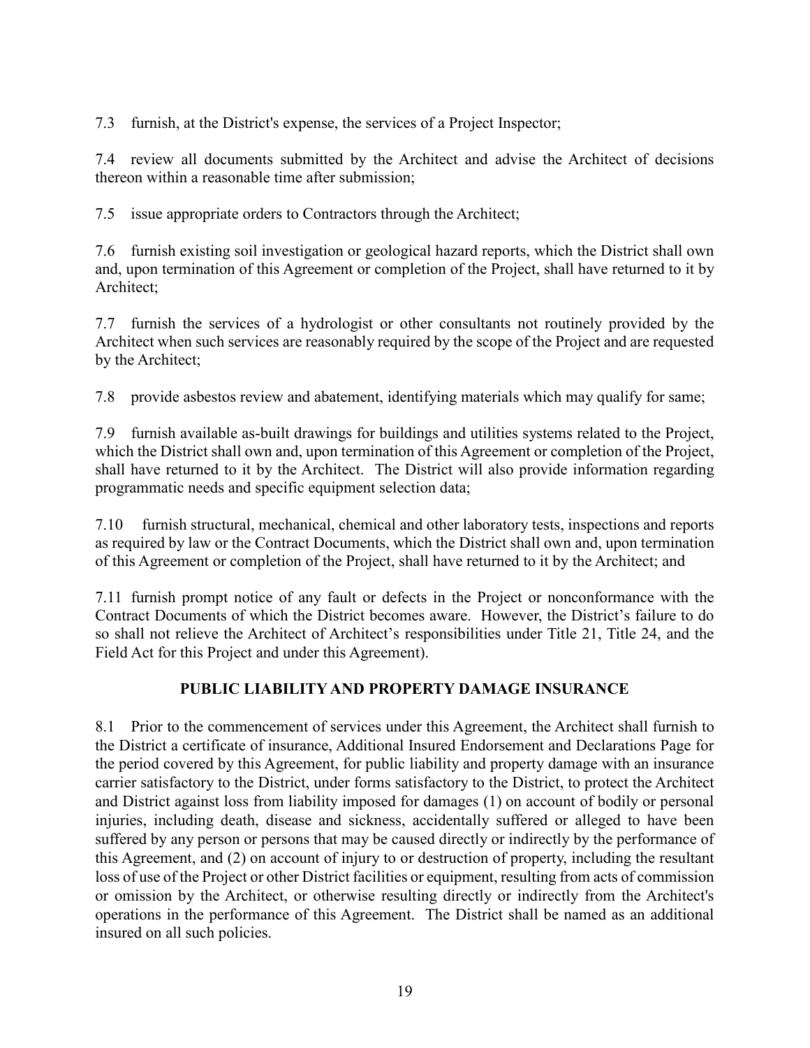7.3 furnish, at the District's expense, the services of a Project Inspector;

7.4 review all documents submitted by the Architect and advise the Architect of decisions thereon within a reasonable time after submission;

7.5 issue appropriate orders to Contractors through the Architect;

7.6 furnish existing soil investigation or geological hazard reports, which the District shall own and, upon termination of this Agreement or completion of the Project, shall have returned to it by Architect;

7.7 furnish the services of a hydrologist or other consultants not routinely provided by the Architect when such services are reasonably required by the scope of the Project and are requested by the Architect;

7.8 provide asbestos review and abatement, identifying materials which may qualify for same;

7.9 furnish available as-built drawings for buildings and utilities systems related to the Project, which the District shall own and, upon termination of this Agreement or completion of the Project, shall have returned to it by the Architect. The District will also provide information regarding programmatic needs and specific equipment selection data;

7.10 furnish structural, mechanical, chemical and other laboratory tests, inspections and reports as required by law or the Contract Documents, which the District shall own and, upon termination of this Agreement or completion of the Project, shall have returned to it by the Architect; and

7.11 furnish prompt notice of any fault or defects in the Project or nonconformance with the Contract Documents of which the District becomes aware. However, the District's failure to do so shall not relieve the Architect of Architect's responsibilities under Title 21, Title 24, and the Field Act for this Project and under this Agreement).

## PUBLIC LIABILITY AND PROPERTY DAMAGE INSURANCE

8.1 Prior to the commencement of services under this Agreement, the Architect shall furnish to the District a certificate of insurance, Additional Insured Endorsement and Declarations Page for the period covered by this Agreement, for public liability and property damage with an insurance carrier satisfactory to the District, under forms satisfactory to the District, to protect the Architect and District against loss from liability imposed for damages (1) on account of bodily or personal injuries, including death, disease and sickness, accidentally suffered or alleged to have been suffered by any person or persons that may be caused directly or indirectly by the performance of this Agreement, and (2) on account of injury to or destruction of property, including the resultant loss of use of the Project or other District facilities or equipment, resulting from acts of commission or omission by the Architect, or otherwise resulting directly or indirectly from the Architect's operations in the performance of this Agreement. The District shall be named as an additional insured on all such policies.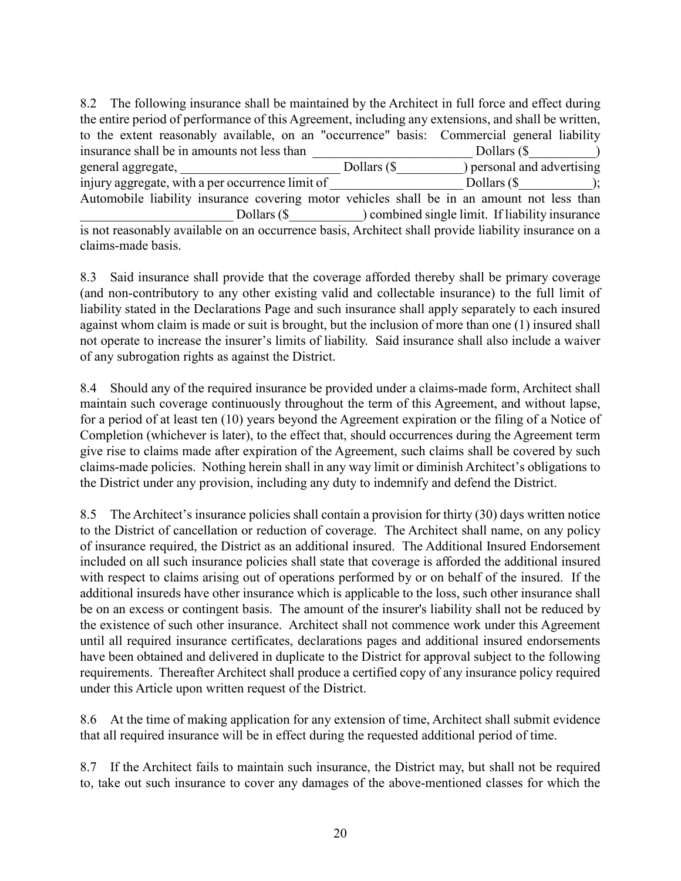8.2 The following insurance shall be maintained by the Architect in full force and effect during the entire period of performance of this Agreement, including any extensions, and shall be written, to the extent reasonably available, on an "occurrence" basis: Commercial general liability insurance shall be in amounts not less than ________________________ Dollars ($__________) general aggregate, ________________________ Dollars ($__________) personal and advertising injury aggregate, with a per occurrence limit of ____________________ Dollars ($___________); Automobile liability insurance covering motor vehicles shall be in an amount not less than ________________________ Dollars ($___________) combined single limit. If liability insurance is not reasonably available on an occurrence basis, Architect shall provide liability insurance on a claims-made basis.

8.3 Said insurance shall provide that the coverage afforded thereby shall be primary coverage (and non-contributory to any other existing valid and collectable insurance) to the full limit of liability stated in the Declarations Page and such insurance shall apply separately to each insured against whom claim is made or suit is brought, but the inclusion of more than one (1) insured shall not operate to increase the insurer's limits of liability. Said insurance shall also include a waiver of any subrogation rights as against the District.

8.4 Should any of the required insurance be provided under a claims-made form, Architect shall maintain such coverage continuously throughout the term of this Agreement, and without lapse, for a period of at least ten (10) years beyond the Agreement expiration or the filing of a Notice of Completion (whichever is later), to the effect that, should occurrences during the Agreement term give rise to claims made after expiration of the Agreement, such claims shall be covered by such claims-made policies. Nothing herein shall in any way limit or diminish Architect's obligations to the District under any provision, including any duty to indemnify and defend the District.

8.5 The Architect's insurance policies shall contain a provision for thirty (30) days written notice to the District of cancellation or reduction of coverage. The Architect shall name, on any policy of insurance required, the District as an additional insured. The Additional Insured Endorsement included on all such insurance policies shall state that coverage is afforded the additional insured with respect to claims arising out of operations performed by or on behalf of the insured. If the additional insureds have other insurance which is applicable to the loss, such other insurance shall be on an excess or contingent basis. The amount of the insurer's liability shall not be reduced by the existence of such other insurance. Architect shall not commence work under this Agreement until all required insurance certificates, declarations pages and additional insured endorsements have been obtained and delivered in duplicate to the District for approval subject to the following requirements. Thereafter Architect shall produce a certified copy of any insurance policy required under this Article upon written request of the District.

8.6 At the time of making application for any extension of time, Architect shall submit evidence that all required insurance will be in effect during the requested additional period of time.

8.7 If the Architect fails to maintain such insurance, the District may, but shall not be required to, take out such insurance to cover any damages of the above-mentioned classes for which the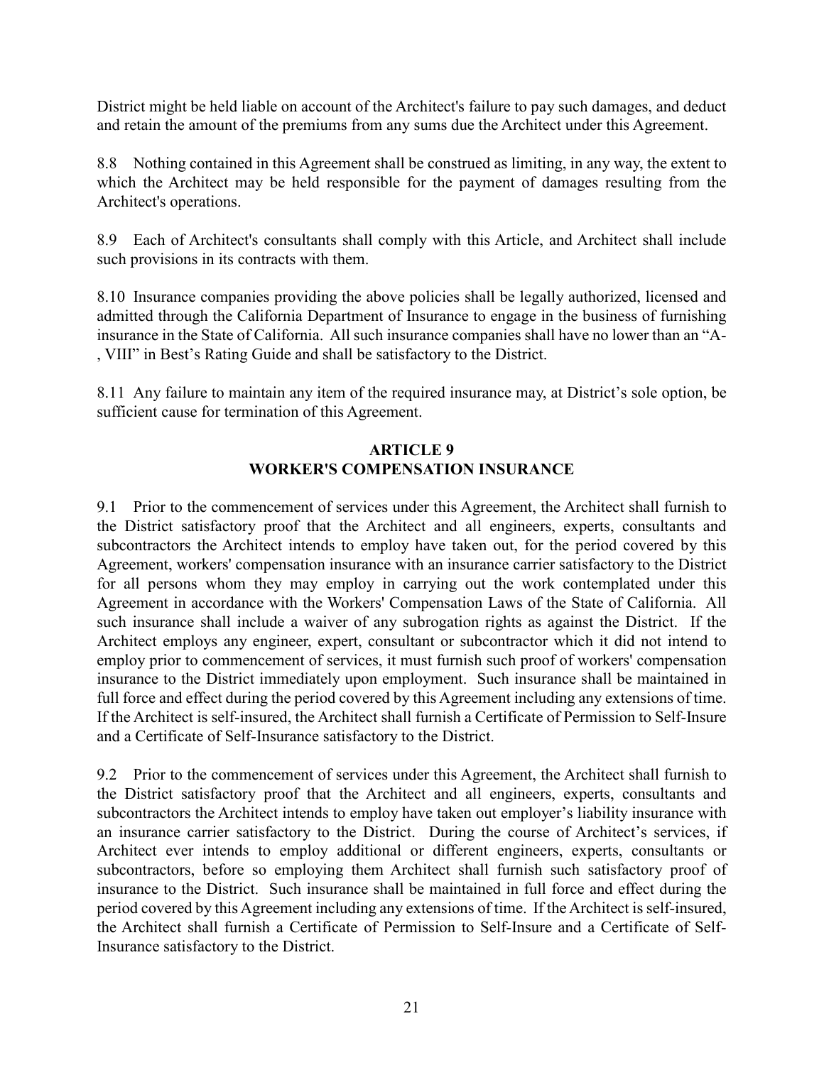District might be held liable on account of the Architect's failure to pay such damages, and deduct and retain the amount of the premiums from any sums due the Architect under this Agreement.

8.8 Nothing contained in this Agreement shall be construed as limiting, in any way, the extent to which the Architect may be held responsible for the payment of damages resulting from the Architect's operations.

8.9 Each of Architect's consultants shall comply with this Article, and Architect shall include such provisions in its contracts with them.

8.10 Insurance companies providing the above policies shall be legally authorized, licensed and admitted through the California Department of Insurance to engage in the business of furnishing insurance in the State of California. All such insurance companies shall have no lower than an "A-, VIII" in Best's Rating Guide and shall be satisfactory to the District.

8.11 Any failure to maintain any item of the required insurance may, at District's sole option, be sufficient cause for termination of this Agreement.

## ARTICLE 9
## WORKER'S COMPENSATION INSURANCE

9.1 Prior to the commencement of services under this Agreement, the Architect shall furnish to the District satisfactory proof that the Architect and all engineers, experts, consultants and subcontractors the Architect intends to employ have taken out, for the period covered by this Agreement, workers' compensation insurance with an insurance carrier satisfactory to the District for all persons whom they may employ in carrying out the work contemplated under this Agreement in accordance with the Workers' Compensation Laws of the State of California. All such insurance shall include a waiver of any subrogation rights as against the District. If the Architect employs any engineer, expert, consultant or subcontractor which it did not intend to employ prior to commencement of services, it must furnish such proof of workers' compensation insurance to the District immediately upon employment. Such insurance shall be maintained in full force and effect during the period covered by this Agreement including any extensions of time. If the Architect is self-insured, the Architect shall furnish a Certificate of Permission to Self-Insure and a Certificate of Self-Insurance satisfactory to the District.

9.2 Prior to the commencement of services under this Agreement, the Architect shall furnish to the District satisfactory proof that the Architect and all engineers, experts, consultants and subcontractors the Architect intends to employ have taken out employer's liability insurance with an insurance carrier satisfactory to the District. During the course of Architect's services, if Architect ever intends to employ additional or different engineers, experts, consultants or subcontractors, before so employing them Architect shall furnish such satisfactory proof of insurance to the District. Such insurance shall be maintained in full force and effect during the period covered by this Agreement including any extensions of time. If the Architect is self-insured, the Architect shall furnish a Certificate of Permission to Self-Insure and a Certificate of Self-Insurance satisfactory to the District.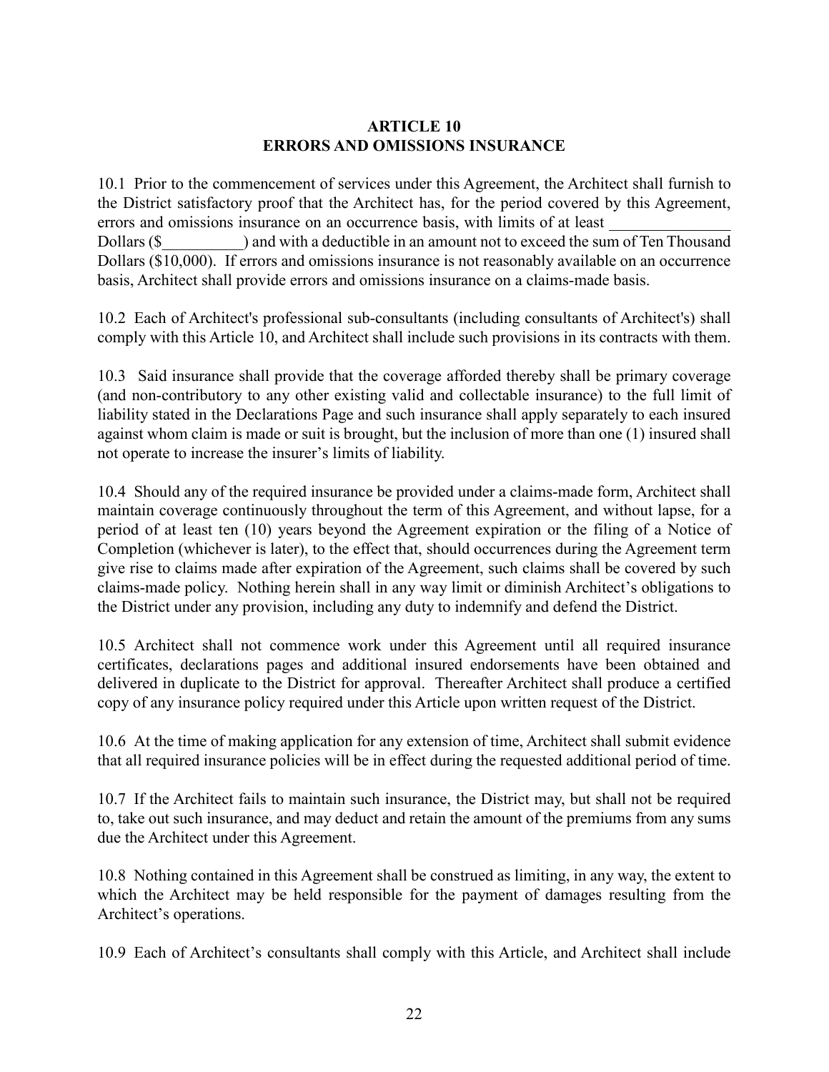## ARTICLE 10
## ERRORS AND OMISSIONS INSURANCE

10.1 Prior to the commencement of services under this Agreement, the Architect shall furnish to the District satisfactory proof that the Architect has, for the period covered by this Agreement, errors and omissions insurance on an occurrence basis, with limits of at least _______________ Dollars ($__________) and with a deductible in an amount not to exceed the sum of Ten Thousand Dollars ($10,000). If errors and omissions insurance is not reasonably available on an occurrence basis, Architect shall provide errors and omissions insurance on a claims-made basis.

10.2 Each of Architect's professional sub-consultants (including consultants of Architect's) shall comply with this Article 10, and Architect shall include such provisions in its contracts with them.

10.3 Said insurance shall provide that the coverage afforded thereby shall be primary coverage (and non-contributory to any other existing valid and collectable insurance) to the full limit of liability stated in the Declarations Page and such insurance shall apply separately to each insured against whom claim is made or suit is brought, but the inclusion of more than one (1) insured shall not operate to increase the insurer's limits of liability.

10.4 Should any of the required insurance be provided under a claims-made form, Architect shall maintain coverage continuously throughout the term of this Agreement, and without lapse, for a period of at least ten (10) years beyond the Agreement expiration or the filing of a Notice of Completion (whichever is later), to the effect that, should occurrences during the Agreement term give rise to claims made after expiration of the Agreement, such claims shall be covered by such claims-made policy. Nothing herein shall in any way limit or diminish Architect's obligations to the District under any provision, including any duty to indemnify and defend the District.

10.5 Architect shall not commence work under this Agreement until all required insurance certificates, declarations pages and additional insured endorsements have been obtained and delivered in duplicate to the District for approval. Thereafter Architect shall produce a certified copy of any insurance policy required under this Article upon written request of the District.

10.6 At the time of making application for any extension of time, Architect shall submit evidence that all required insurance policies will be in effect during the requested additional period of time.

10.7 If the Architect fails to maintain such insurance, the District may, but shall not be required to, take out such insurance, and may deduct and retain the amount of the premiums from any sums due the Architect under this Agreement.

10.8 Nothing contained in this Agreement shall be construed as limiting, in any way, the extent to which the Architect may be held responsible for the payment of damages resulting from the Architect's operations.

10.9 Each of Architect's consultants shall comply with this Article, and Architect shall include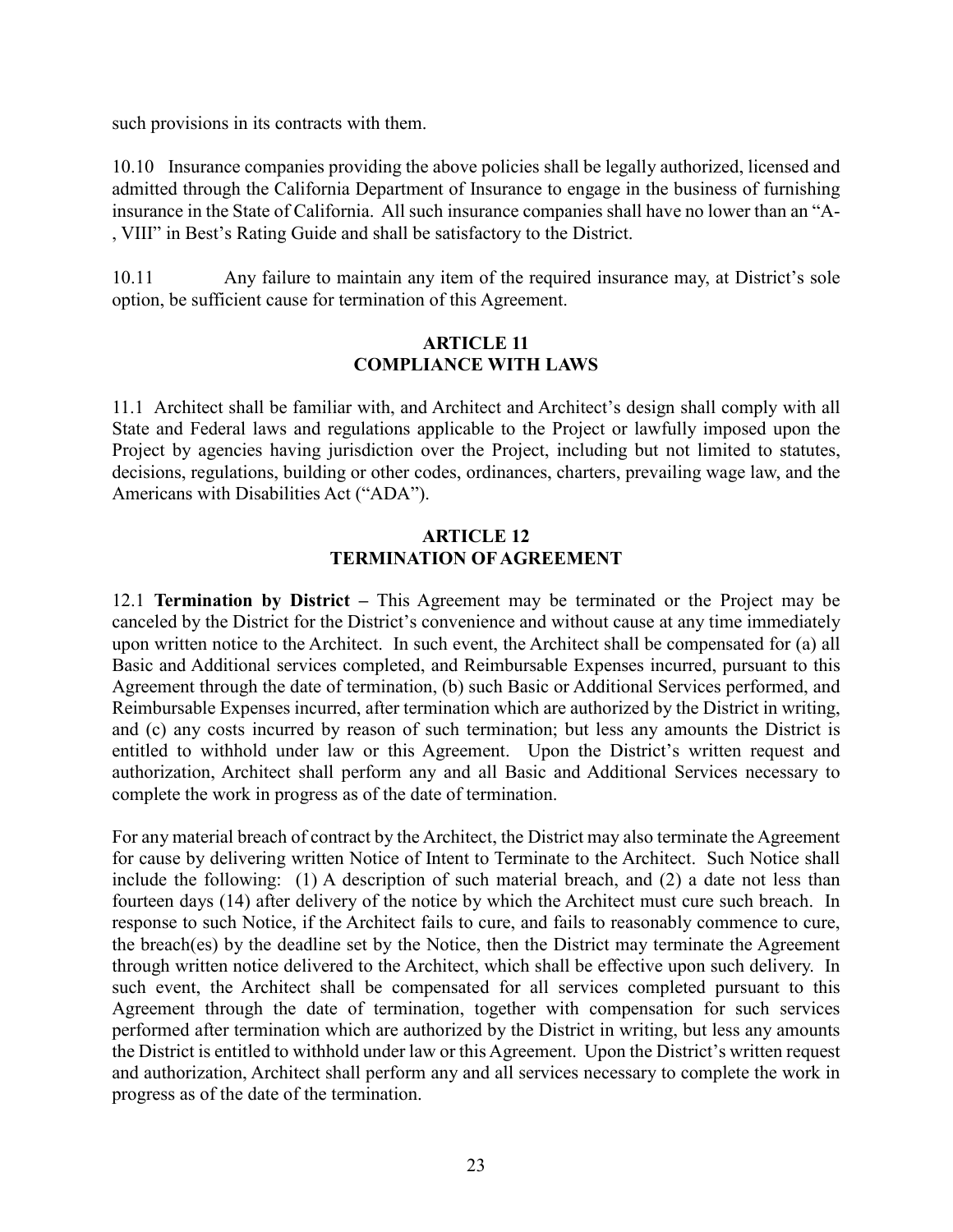such provisions in its contracts with them.

10.10 Insurance companies providing the above policies shall be legally authorized, licensed and admitted through the California Department of Insurance to engage in the business of furnishing insurance in the State of California. All such insurance companies shall have no lower than an "A-, VIII" in Best's Rating Guide and shall be satisfactory to the District.

10.11 Any failure to maintain any item of the required insurance may, at District's sole option, be sufficient cause for termination of this Agreement.

## ARTICLE 11
## COMPLIANCE WITH LAWS

11.1 Architect shall be familiar with, and Architect and Architect's design shall comply with all State and Federal laws and regulations applicable to the Project or lawfully imposed upon the Project by agencies having jurisdiction over the Project, including but not limited to statutes, decisions, regulations, building or other codes, ordinances, charters, prevailing wage law, and the Americans with Disabilities Act ("ADA").

## ARTICLE 12
## TERMINATION OF AGREEMENT

12.1 **Termination by District –** This Agreement may be terminated or the Project may be canceled by the District for the District's convenience and without cause at any time immediately upon written notice to the Architect. In such event, the Architect shall be compensated for (a) all Basic and Additional services completed, and Reimbursable Expenses incurred, pursuant to this Agreement through the date of termination, (b) such Basic or Additional Services performed, and Reimbursable Expenses incurred, after termination which are authorized by the District in writing, and (c) any costs incurred by reason of such termination; but less any amounts the District is entitled to withhold under law or this Agreement. Upon the District's written request and authorization, Architect shall perform any and all Basic and Additional Services necessary to complete the work in progress as of the date of termination.

For any material breach of contract by the Architect, the District may also terminate the Agreement for cause by delivering written Notice of Intent to Terminate to the Architect. Such Notice shall include the following: (1) A description of such material breach, and (2) a date not less than fourteen days (14) after delivery of the notice by which the Architect must cure such breach. In response to such Notice, if the Architect fails to cure, and fails to reasonably commence to cure, the breach(es) by the deadline set by the Notice, then the District may terminate the Agreement through written notice delivered to the Architect, which shall be effective upon such delivery. In such event, the Architect shall be compensated for all services completed pursuant to this Agreement through the date of termination, together with compensation for such services performed after termination which are authorized by the District in writing, but less any amounts the District is entitled to withhold under law or this Agreement. Upon the District's written request and authorization, Architect shall perform any and all services necessary to complete the work in progress as of the date of the termination.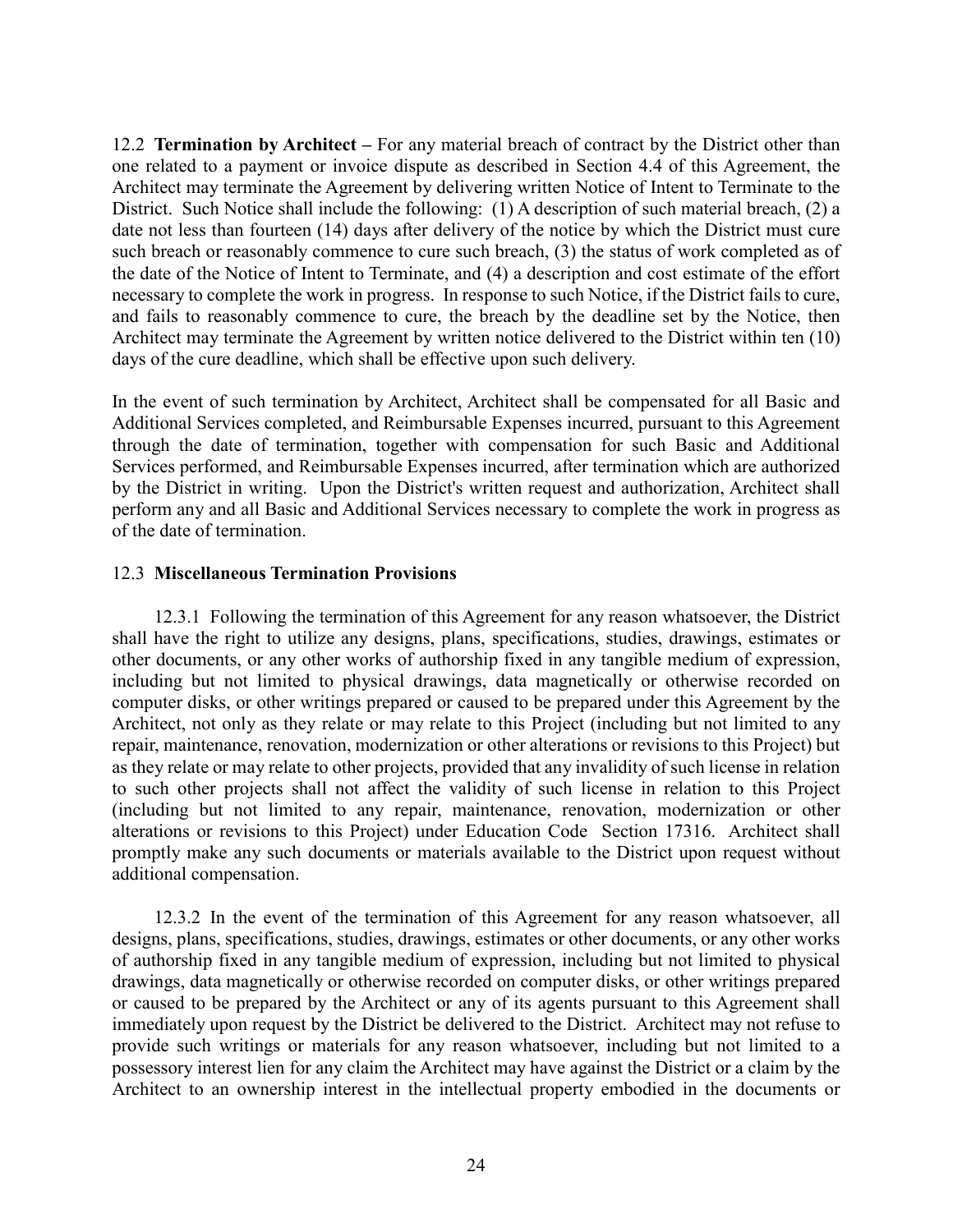12.2 **Termination by Architect –** For any material breach of contract by the District other than one related to a payment or invoice dispute as described in Section 4.4 of this Agreement, the Architect may terminate the Agreement by delivering written Notice of Intent to Terminate to the District. Such Notice shall include the following: (1) A description of such material breach, (2) a date not less than fourteen (14) days after delivery of the notice by which the District must cure such breach or reasonably commence to cure such breach, (3) the status of work completed as of the date of the Notice of Intent to Terminate, and (4) a description and cost estimate of the effort necessary to complete the work in progress. In response to such Notice, if the District fails to cure, and fails to reasonably commence to cure, the breach by the deadline set by the Notice, then Architect may terminate the Agreement by written notice delivered to the District within ten (10) days of the cure deadline, which shall be effective upon such delivery.

In the event of such termination by Architect, Architect shall be compensated for all Basic and Additional Services completed, and Reimbursable Expenses incurred, pursuant to this Agreement through the date of termination, together with compensation for such Basic and Additional Services performed, and Reimbursable Expenses incurred, after termination which are authorized by the District in writing. Upon the District's written request and authorization, Architect shall perform any and all Basic and Additional Services necessary to complete the work in progress as of the date of termination.

12.3 **Miscellaneous Termination Provisions**

12.3.1 Following the termination of this Agreement for any reason whatsoever, the District shall have the right to utilize any designs, plans, specifications, studies, drawings, estimates or other documents, or any other works of authorship fixed in any tangible medium of expression, including but not limited to physical drawings, data magnetically or otherwise recorded on computer disks, or other writings prepared or caused to be prepared under this Agreement by the Architect, not only as they relate or may relate to this Project (including but not limited to any repair, maintenance, renovation, modernization or other alterations or revisions to this Project) but as they relate or may relate to other projects, provided that any invalidity of such license in relation to such other projects shall not affect the validity of such license in relation to this Project (including but not limited to any repair, maintenance, renovation, modernization or other alterations or revisions to this Project) under Education Code Section 17316. Architect shall promptly make any such documents or materials available to the District upon request without additional compensation.

12.3.2 In the event of the termination of this Agreement for any reason whatsoever, all designs, plans, specifications, studies, drawings, estimates or other documents, or any other works of authorship fixed in any tangible medium of expression, including but not limited to physical drawings, data magnetically or otherwise recorded on computer disks, or other writings prepared or caused to be prepared by the Architect or any of its agents pursuant to this Agreement shall immediately upon request by the District be delivered to the District. Architect may not refuse to provide such writings or materials for any reason whatsoever, including but not limited to a possessory interest lien for any claim the Architect may have against the District or a claim by the Architect to an ownership interest in the intellectual property embodied in the documents or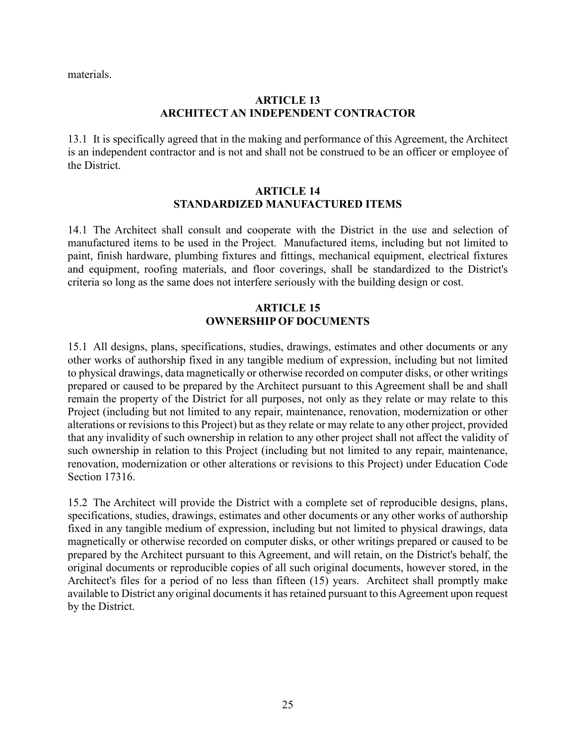materials.

## ARTICLE 13
## ARCHITECT AN INDEPENDENT CONTRACTOR

13.1 It is specifically agreed that in the making and performance of this Agreement, the Architect is an independent contractor and is not and shall not be construed to be an officer or employee of the District.

## ARTICLE 14
## STANDARDIZED MANUFACTURED ITEMS

14.1 The Architect shall consult and cooperate with the District in the use and selection of manufactured items to be used in the Project. Manufactured items, including but not limited to paint, finish hardware, plumbing fixtures and fittings, mechanical equipment, electrical fixtures and equipment, roofing materials, and floor coverings, shall be standardized to the District's criteria so long as the same does not interfere seriously with the building design or cost.

## ARTICLE 15
## OWNERSHIP OF DOCUMENTS

15.1 All designs, plans, specifications, studies, drawings, estimates and other documents or any other works of authorship fixed in any tangible medium of expression, including but not limited to physical drawings, data magnetically or otherwise recorded on computer disks, or other writings prepared or caused to be prepared by the Architect pursuant to this Agreement shall be and shall remain the property of the District for all purposes, not only as they relate or may relate to this Project (including but not limited to any repair, maintenance, renovation, modernization or other alterations or revisions to this Project) but as they relate or may relate to any other project, provided that any invalidity of such ownership in relation to any other project shall not affect the validity of such ownership in relation to this Project (including but not limited to any repair, maintenance, renovation, modernization or other alterations or revisions to this Project) under Education Code Section 17316.

15.2 The Architect will provide the District with a complete set of reproducible designs, plans, specifications, studies, drawings, estimates and other documents or any other works of authorship fixed in any tangible medium of expression, including but not limited to physical drawings, data magnetically or otherwise recorded on computer disks, or other writings prepared or caused to be prepared by the Architect pursuant to this Agreement, and will retain, on the District's behalf, the original documents or reproducible copies of all such original documents, however stored, in the Architect's files for a period of no less than fifteen (15) years. Architect shall promptly make available to District any original documents it has retained pursuant to this Agreement upon request by the District.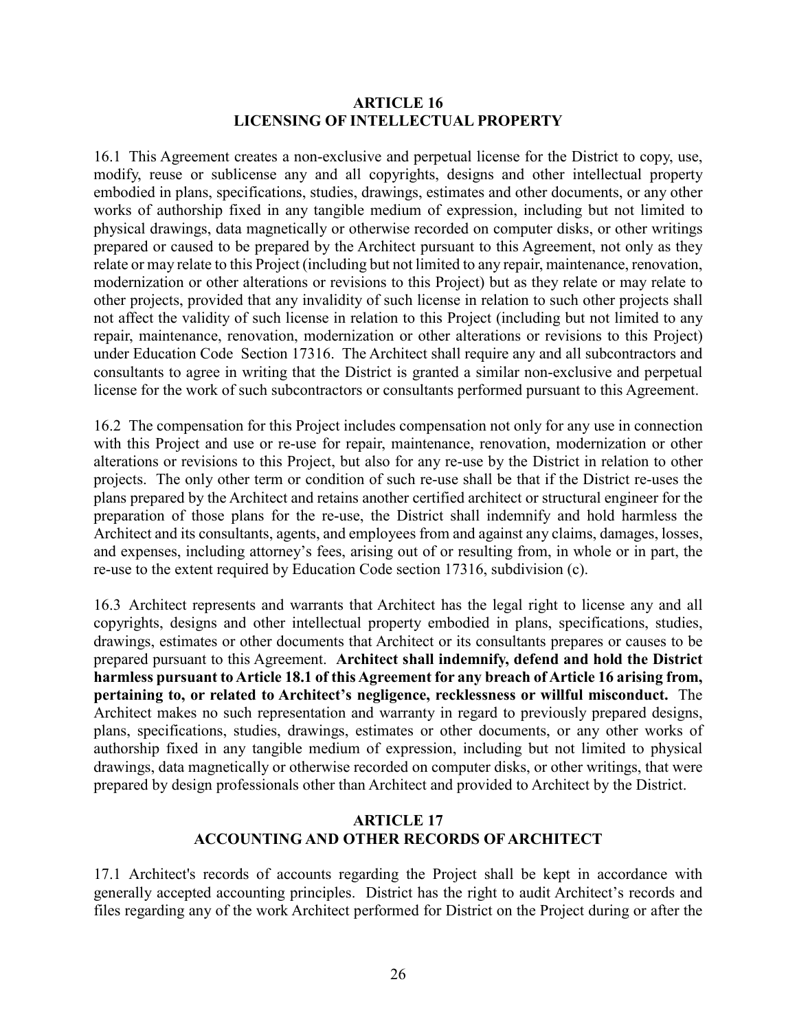## ARTICLE 16
## LICENSING OF INTELLECTUAL PROPERTY

16.1 This Agreement creates a non-exclusive and perpetual license for the District to copy, use, modify, reuse or sublicense any and all copyrights, designs and other intellectual property embodied in plans, specifications, studies, drawings, estimates and other documents, or any other works of authorship fixed in any tangible medium of expression, including but not limited to physical drawings, data magnetically or otherwise recorded on computer disks, or other writings prepared or caused to be prepared by the Architect pursuant to this Agreement, not only as they relate or may relate to this Project (including but not limited to any repair, maintenance, renovation, modernization or other alterations or revisions to this Project) but as they relate or may relate to other projects, provided that any invalidity of such license in relation to such other projects shall not affect the validity of such license in relation to this Project (including but not limited to any repair, maintenance, renovation, modernization or other alterations or revisions to this Project) under Education Code Section 17316. The Architect shall require any and all subcontractors and consultants to agree in writing that the District is granted a similar non-exclusive and perpetual license for the work of such subcontractors or consultants performed pursuant to this Agreement.

16.2 The compensation for this Project includes compensation not only for any use in connection with this Project and use or re-use for repair, maintenance, renovation, modernization or other alterations or revisions to this Project, but also for any re-use by the District in relation to other projects. The only other term or condition of such re-use shall be that if the District re-uses the plans prepared by the Architect and retains another certified architect or structural engineer for the preparation of those plans for the re-use, the District shall indemnify and hold harmless the Architect and its consultants, agents, and employees from and against any claims, damages, losses, and expenses, including attorney's fees, arising out of or resulting from, in whole or in part, the re-use to the extent required by Education Code section 17316, subdivision (c).

16.3 Architect represents and warrants that Architect has the legal right to license any and all copyrights, designs and other intellectual property embodied in plans, specifications, studies, drawings, estimates or other documents that Architect or its consultants prepares or causes to be prepared pursuant to this Agreement. **Architect shall indemnify, defend and hold the District harmless pursuant to Article 18.1 of this Agreement for any breach of Article 16 arising from, pertaining to, or related to Architect's negligence, recklessness or willful misconduct.** The Architect makes no such representation and warranty in regard to previously prepared designs, plans, specifications, studies, drawings, estimates or other documents, or any other works of authorship fixed in any tangible medium of expression, including but not limited to physical drawings, data magnetically or otherwise recorded on computer disks, or other writings, that were prepared by design professionals other than Architect and provided to Architect by the District.

## ARTICLE 17
## ACCOUNTING AND OTHER RECORDS OF ARCHITECT

17.1 Architect's records of accounts regarding the Project shall be kept in accordance with generally accepted accounting principles. District has the right to audit Architect's records and files regarding any of the work Architect performed for District on the Project during or after the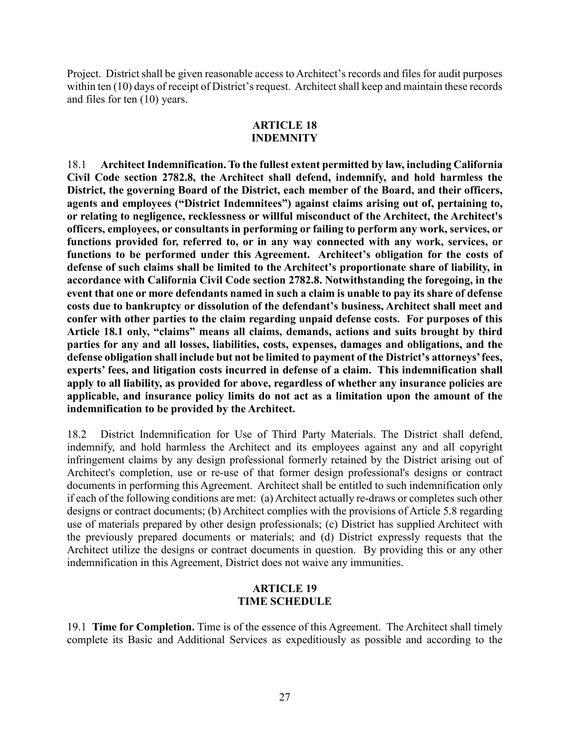Project. District shall be given reasonable access to Architect's records and files for audit purposes within ten (10) days of receipt of District's request. Architect shall keep and maintain these records and files for ten (10) years.

## ARTICLE 18
## INDEMNITY

18.1 **Architect Indemnification. To the fullest extent permitted by law, including California Civil Code section 2782.8, the Architect shall defend, indemnify, and hold harmless the District, the governing Board of the District, each member of the Board, and their officers, agents and employees ("District Indemnitees") against claims arising out of, pertaining to, or relating to negligence, recklessness or willful misconduct of the Architect, the Architect's officers, employees, or consultants in performing or failing to perform any work, services, or functions provided for, referred to, or in any way connected with any work, services, or functions to be performed under this Agreement. Architect's obligation for the costs of defense of such claims shall be limited to the Architect's proportionate share of liability, in accordance with California Civil Code section 2782.8. Notwithstanding the foregoing, in the event that one or more defendants named in such a claim is unable to pay its share of defense costs due to bankruptcy or dissolution of the defendant's business, Architect shall meet and confer with other parties to the claim regarding unpaid defense costs. For purposes of this Article 18.1 only, "claims" means all claims, demands, actions and suits brought by third parties for any and all losses, liabilities, costs, expenses, damages and obligations, and the defense obligation shall include but not be limited to payment of the District's attorneys' fees, experts' fees, and litigation costs incurred in defense of a claim. This indemnification shall apply to all liability, as provided for above, regardless of whether any insurance policies are applicable, and insurance policy limits do not act as a limitation upon the amount of the indemnification to be provided by the Architect.**

18.2 District Indemnification for Use of Third Party Materials. The District shall defend, indemnify, and hold harmless the Architect and its employees against any and all copyright infringement claims by any design professional formerly retained by the District arising out of Architect's completion, use or re-use of that former design professional's designs or contract documents in performing this Agreement. Architect shall be entitled to such indemnification only if each of the following conditions are met: (a) Architect actually re-draws or completes such other designs or contract documents; (b) Architect complies with the provisions of Article 5.8 regarding use of materials prepared by other design professionals; (c) District has supplied Architect with the previously prepared documents or materials; and (d) District expressly requests that the Architect utilize the designs or contract documents in question. By providing this or any other indemnification in this Agreement, District does not waive any immunities.

## ARTICLE 19
## TIME SCHEDULE

19.1 **Time for Completion.** Time is of the essence of this Agreement. The Architect shall timely complete its Basic and Additional Services as expeditiously as possible and according to the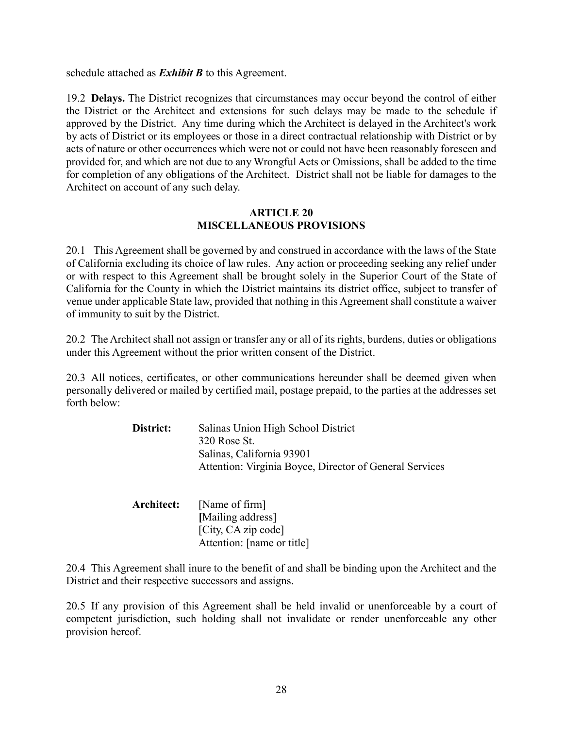schedule attached as ***Exhibit B*** to this Agreement.

19.2 **Delays.** The District recognizes that circumstances may occur beyond the control of either the District or the Architect and extensions for such delays may be made to the schedule if approved by the District. Any time during which the Architect is delayed in the Architect's work by acts of District or its employees or those in a direct contractual relationship with District or by acts of nature or other occurrences which were not or could not have been reasonably foreseen and provided for, and which are not due to any Wrongful Acts or Omissions, shall be added to the time for completion of any obligations of the Architect. District shall not be liable for damages to the Architect on account of any such delay.

## ARTICLE 20
## MISCELLANEOUS PROVISIONS

20.1 This Agreement shall be governed by and construed in accordance with the laws of the State of California excluding its choice of law rules. Any action or proceeding seeking any relief under or with respect to this Agreement shall be brought solely in the Superior Court of the State of California for the County in which the District maintains its district office, subject to transfer of venue under applicable State law, provided that nothing in this Agreement shall constitute a waiver of immunity to suit by the District.

20.2 The Architect shall not assign or transfer any or all of its rights, burdens, duties or obligations under this Agreement without the prior written consent of the District.

20.3 All notices, certificates, or other communications hereunder shall be deemed given when personally delivered or mailed by certified mail, postage prepaid, to the parties at the addresses set forth below:

**District:** Salinas Union High School District
320 Rose St.
Salinas, California 93901
Attention: Virginia Boyce, Director of General Services

**Architect:** [Name of firm]
[Mailing address]
[City, CA zip code]
Attention: [name or title]

20.4 This Agreement shall inure to the benefit of and shall be binding upon the Architect and the District and their respective successors and assigns.

20.5 If any provision of this Agreement shall be held invalid or unenforceable by a court of competent jurisdiction, such holding shall not invalidate or render unenforceable any other provision hereof.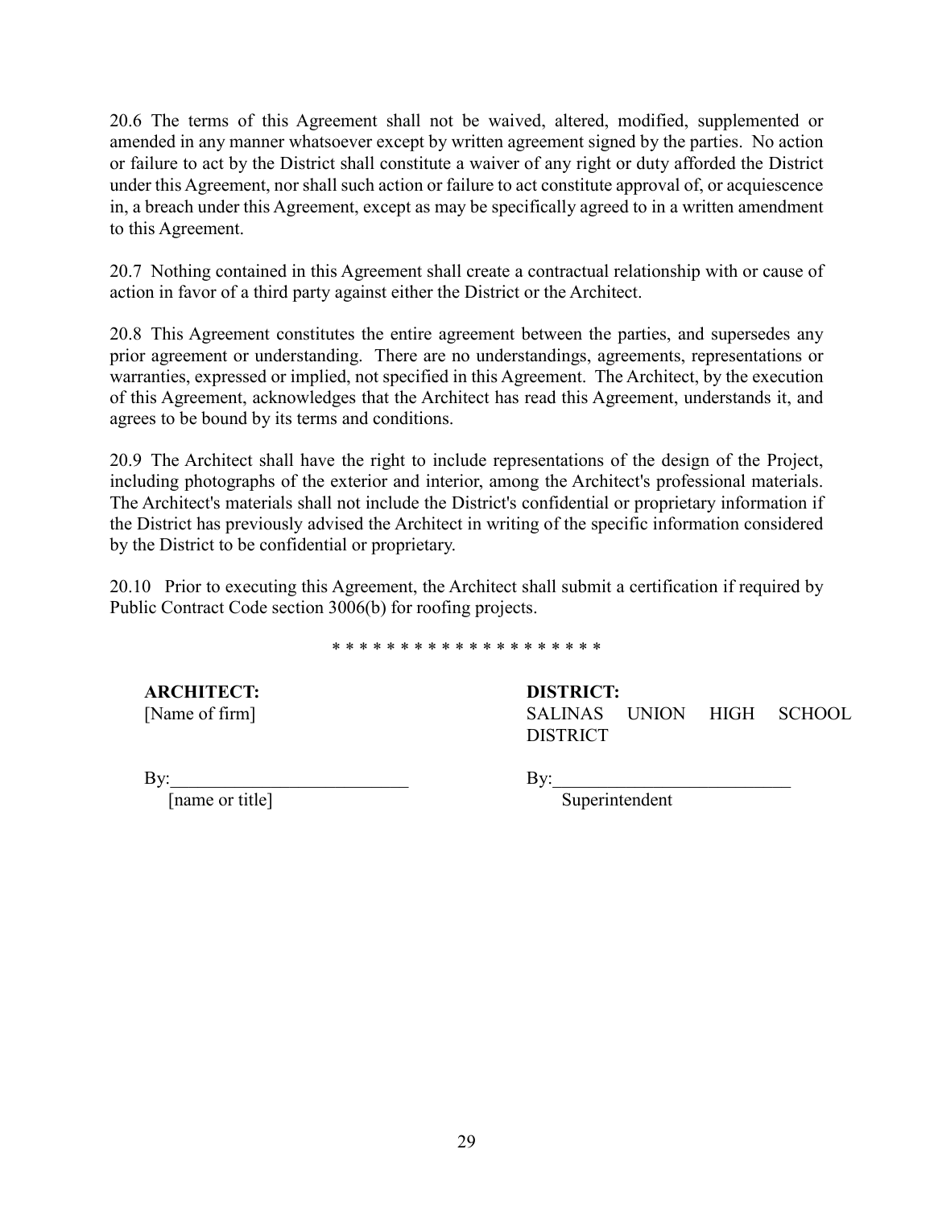20.6 The terms of this Agreement shall not be waived, altered, modified, supplemented or amended in any manner whatsoever except by written agreement signed by the parties. No action or failure to act by the District shall constitute a waiver of any right or duty afforded the District under this Agreement, nor shall such action or failure to act constitute approval of, or acquiescence in, a breach under this Agreement, except as may be specifically agreed to in a written amendment to this Agreement.

20.7 Nothing contained in this Agreement shall create a contractual relationship with or cause of action in favor of a third party against either the District or the Architect.

20.8 This Agreement constitutes the entire agreement between the parties, and supersedes any prior agreement or understanding. There are no understandings, agreements, representations or warranties, expressed or implied, not specified in this Agreement. The Architect, by the execution of this Agreement, acknowledges that the Architect has read this Agreement, understands it, and agrees to be bound by its terms and conditions.

20.9 The Architect shall have the right to include representations of the design of the Project, including photographs of the exterior and interior, among the Architect's professional materials. The Architect's materials shall not include the District's confidential or proprietary information if the District has previously advised the Architect in writing of the specific information considered by the District to be confidential or proprietary.

20.10 Prior to executing this Agreement, the Architect shall submit a certification if required by Public Contract Code section 3006(b) for roofing projects.

* * * * * * * * * * * * * * * * * * * *

| **ARCHITECT:** | **DISTRICT:** |
|---|---|
| [Name of firm] | SALINAS UNION HIGH SCHOOL DISTRICT |
| By:_________________________ | By:_________________________ |
| [name or title] | Superintendent |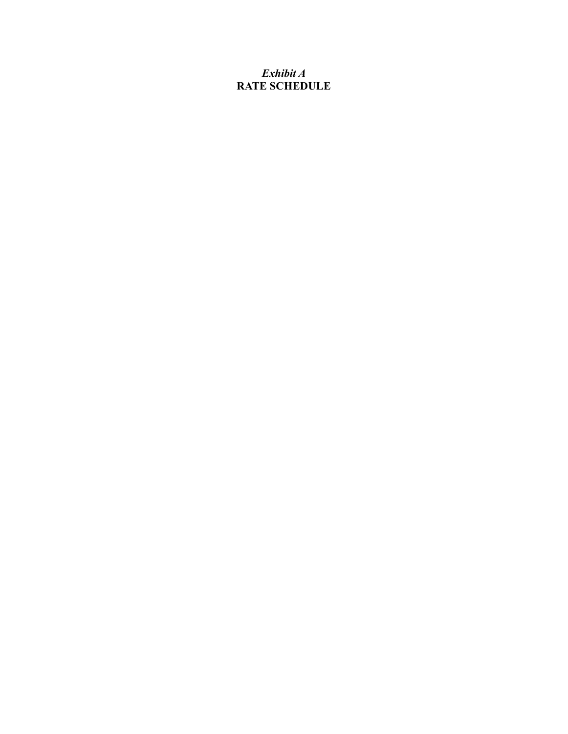*Exhibit A*

**RATE SCHEDULE**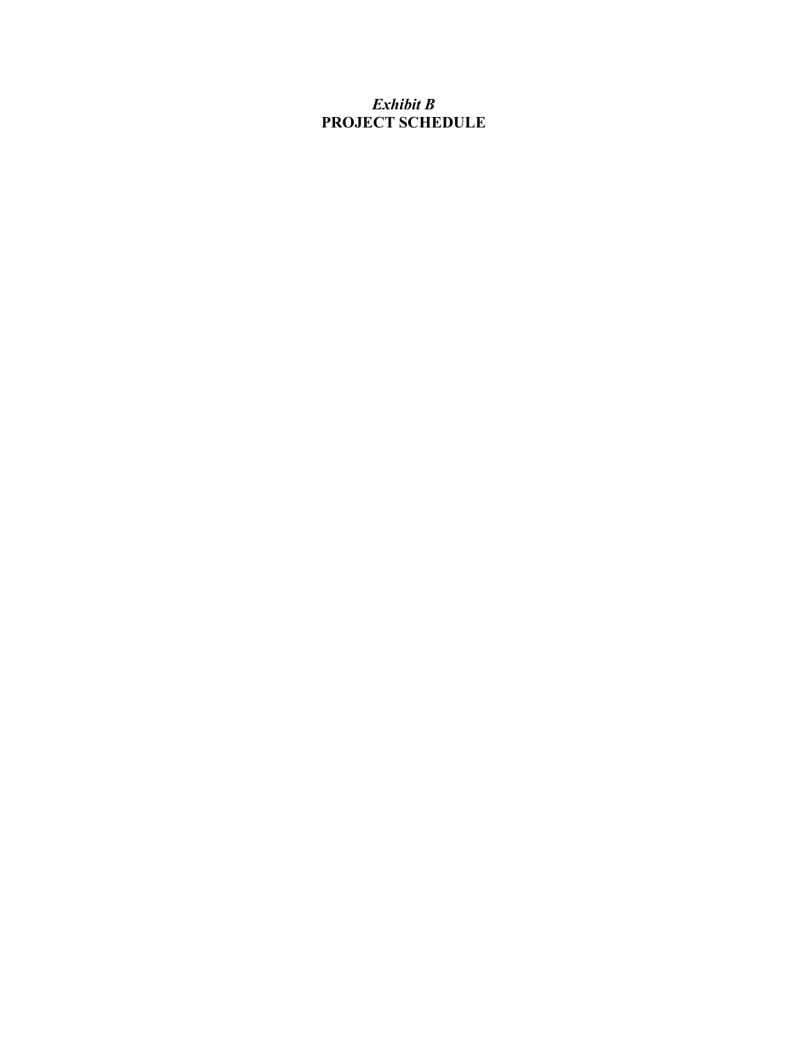*Exhibit B*
**PROJECT SCHEDULE**